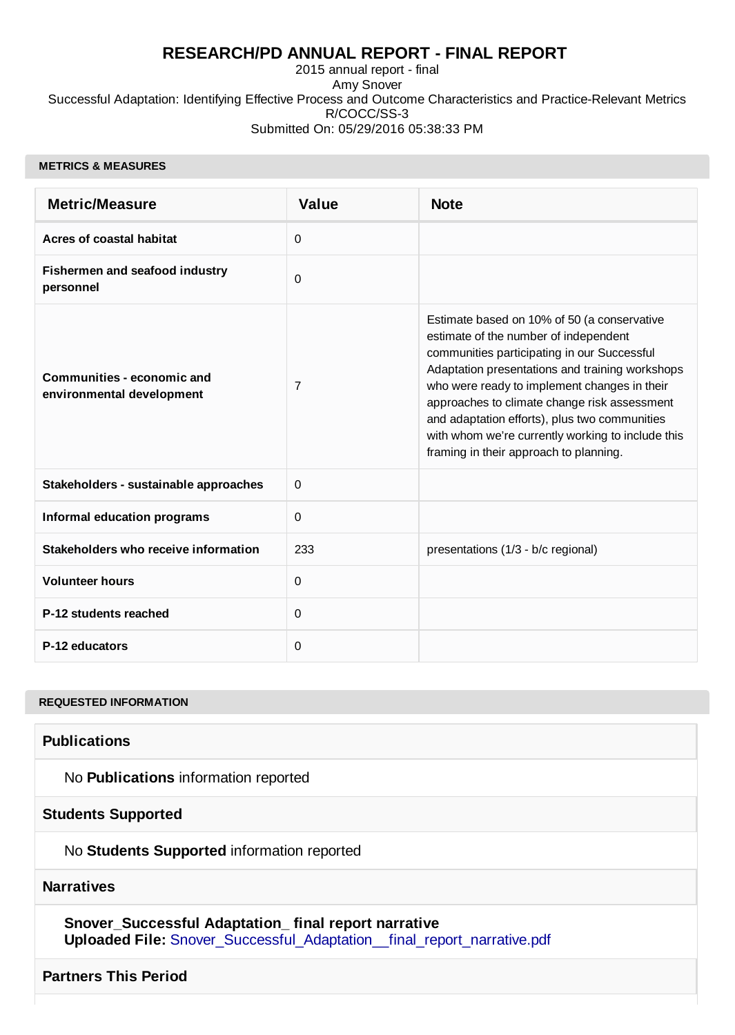# RESEARCH/PD ANNUAL REPORT - FINAL REPORT

2015 annual report - final
Amy Snover
Successful Adaptation: Identifying Effective Process and Outcome Characteristics and Practice-Relevant Metrics
R/COCC/SS-3
Submitted On: 05/29/2016 05:38:33 PM

## METRICS & MEASURES

| Metric/Measure | Value | Note |
|---|---|---|
| **Acres of coastal habitat** | 0 | |
| **Fishermen and seafood industry personnel** | 0 | |
| **Communities - economic and environmental development** | 7 | Estimate based on 10% of 50 (a conservative estimate of the number of independent communities participating in our Successful Adaptation presentations and training workshops who were ready to implement changes in their approaches to climate change risk assessment and adaptation efforts), plus two communities with whom we're currently working to include this framing in their approach to planning. |
| **Stakeholders - sustainable approaches** | 0 | |
| **Informal education programs** | 0 | |
| **Stakeholders who receive information** | 233 | presentations (1/3 - b/c regional) |
| **Volunteer hours** | 0 | |
| **P-12 students reached** | 0 | |
| **P-12 educators** | 0 | |

## REQUESTED INFORMATION

### Publications

No **Publications** information reported

### Students Supported

No **Students Supported** information reported

### Narratives

**Snover_Successful Adaptation_ final report narrative**
**Uploaded File:** Snover_Successful_Adaptation__final_report_narrative.pdf

### Partners This Period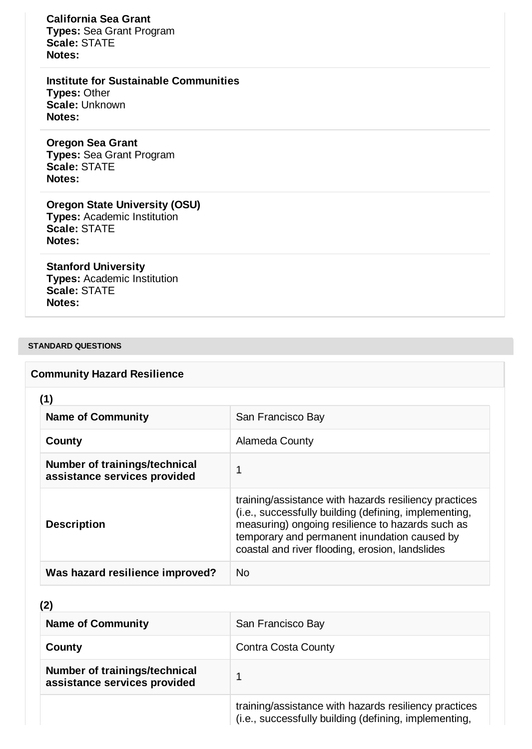**California Sea Grant**
**Types:** Sea Grant Program
**Scale:** STATE
**Notes:**

**Institute for Sustainable Communities**
**Types:** Other
**Scale:** Unknown
**Notes:**

**Oregon Sea Grant**
**Types:** Sea Grant Program
**Scale:** STATE
**Notes:**

**Oregon State University (OSU)**
**Types:** Academic Institution
**Scale:** STATE
**Notes:**

**Stanford University**
**Types:** Academic Institution
**Scale:** STATE
**Notes:**

## STANDARD QUESTIONS

### Community Hazard Resilience

**(1)**

| | |
|---|---|
| **Name of Community** | San Francisco Bay |
| **County** | Alameda County |
| **Number of trainings/technical assistance services provided** | 1 |
| **Description** | training/assistance with hazards resiliency practices (i.e., successfully building (defining, implementing, measuring) ongoing resilience to hazards such as temporary and permanent inundation caused by coastal and river flooding, erosion, landslides |
| **Was hazard resilience improved?** | No |

**(2)**

| | |
|---|---|
| **Name of Community** | San Francisco Bay |
| **County** | Contra Costa County |
| **Number of trainings/technical assistance services provided** | 1 |
| | training/assistance with hazards resiliency practices (i.e., successfully building (defining, implementing, |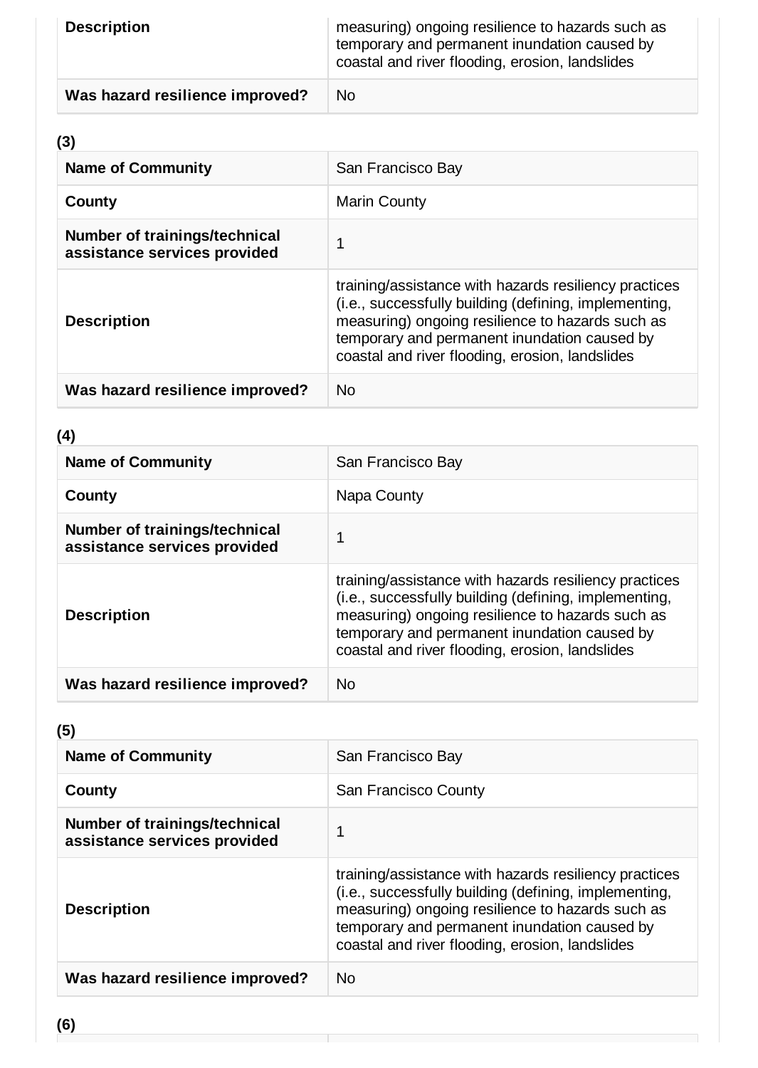| Description | measuring) ongoing resilience to hazards such as temporary and permanent inundation caused by coastal and river flooding, erosion, landslides |
| --- | --- |
| Was hazard resilience improved? | No |

**(3)**

| Name of Community | San Francisco Bay |
| --- | --- |
| County | Marin County |
| Number of trainings/technical assistance services provided | 1 |
| Description | training/assistance with hazards resiliency practices (i.e., successfully building (defining, implementing, measuring) ongoing resilience to hazards such as temporary and permanent inundation caused by coastal and river flooding, erosion, landslides |
| Was hazard resilience improved? | No |

**(4)**

| Name of Community | San Francisco Bay |
| --- | --- |
| County | Napa County |
| Number of trainings/technical assistance services provided | 1 |
| Description | training/assistance with hazards resiliency practices (i.e., successfully building (defining, implementing, measuring) ongoing resilience to hazards such as temporary and permanent inundation caused by coastal and river flooding, erosion, landslides |
| Was hazard resilience improved? | No |

**(5)**

| Name of Community | San Francisco Bay |
| --- | --- |
| County | San Francisco County |
| Number of trainings/technical assistance services provided | 1 |
| Description | training/assistance with hazards resiliency practices (i.e., successfully building (defining, implementing, measuring) ongoing resilience to hazards such as temporary and permanent inundation caused by coastal and river flooding, erosion, landslides |
| Was hazard resilience improved? | No |

**(6)**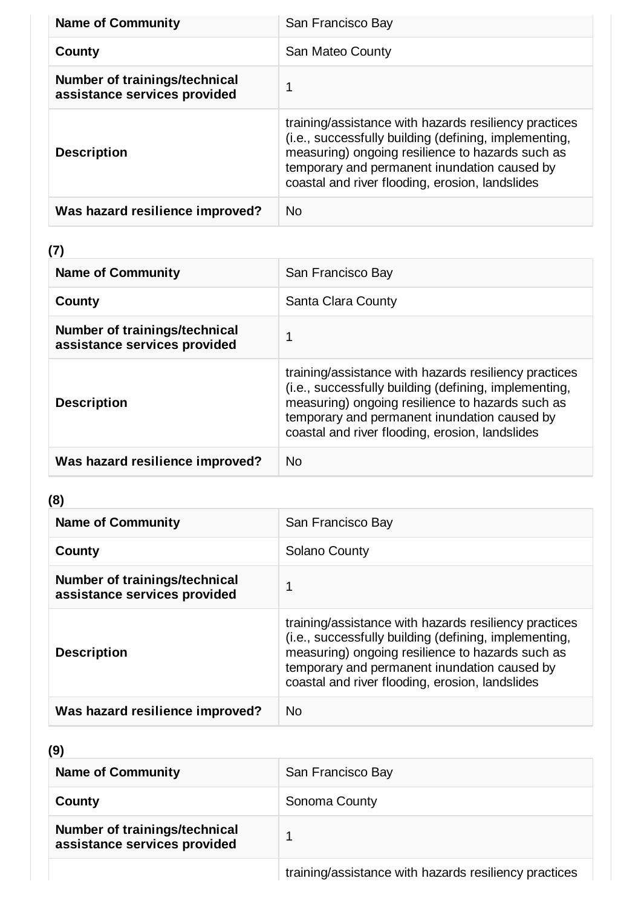| Name of Community | San Francisco Bay |
| --- | --- |
| County | San Mateo County |
| Number of trainings/technical assistance services provided | 1 |
| Description | training/assistance with hazards resiliency practices (i.e., successfully building (defining, implementing, measuring) ongoing resilience to hazards such as temporary and permanent inundation caused by coastal and river flooding, erosion, landslides |
| Was hazard resilience improved? | No |

**(7)**

| Name of Community | San Francisco Bay |
| --- | --- |
| County | Santa Clara County |
| Number of trainings/technical assistance services provided | 1 |
| Description | training/assistance with hazards resiliency practices (i.e., successfully building (defining, implementing, measuring) ongoing resilience to hazards such as temporary and permanent inundation caused by coastal and river flooding, erosion, landslides |
| Was hazard resilience improved? | No |

**(8)**

| Name of Community | San Francisco Bay |
| --- | --- |
| County | Solano County |
| Number of trainings/technical assistance services provided | 1 |
| Description | training/assistance with hazards resiliency practices (i.e., successfully building (defining, implementing, measuring) ongoing resilience to hazards such as temporary and permanent inundation caused by coastal and river flooding, erosion, landslides |
| Was hazard resilience improved? | No |

**(9)**

| Name of Community | San Francisco Bay |
| --- | --- |
| County | Sonoma County |
| Number of trainings/technical assistance services provided | 1 |
| | training/assistance with hazards resiliency practices |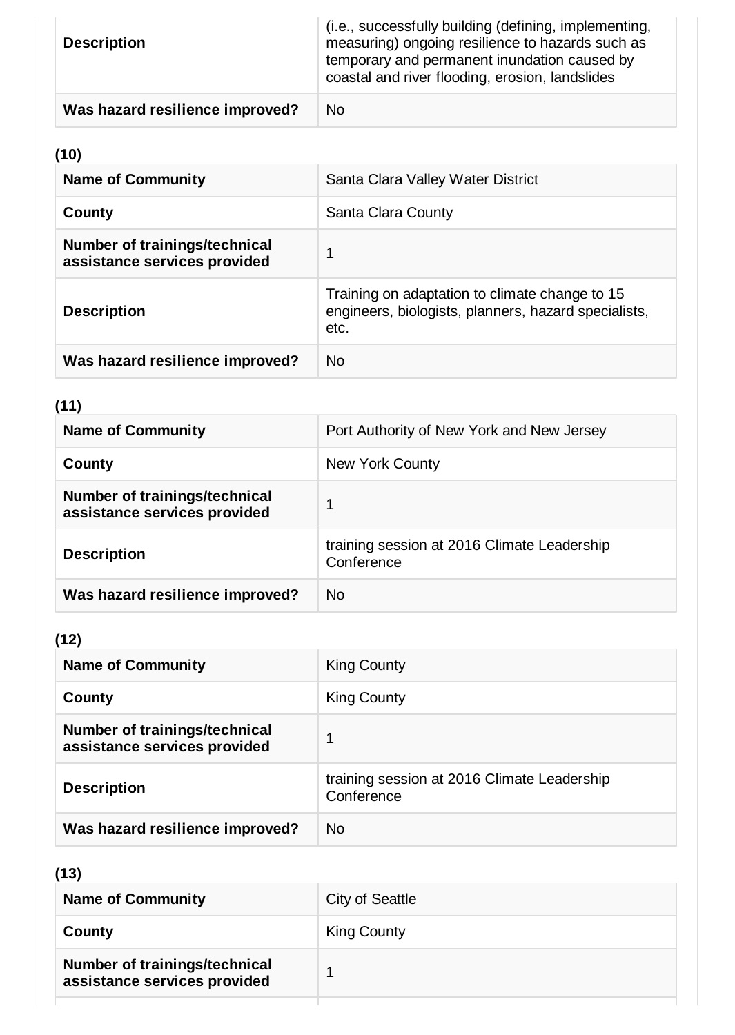| Description | (i.e., successfully building (defining, implementing, measuring) ongoing resilience to hazards such as temporary and permanent inundation caused by coastal and river flooding, erosion, landslides |
|---|---|
| **Was hazard resilience improved?** | No |

**(10)**

| **Name of Community** | Santa Clara Valley Water District |
|---|---|
| **County** | Santa Clara County |
| **Number of trainings/technical assistance services provided** | 1 |
| **Description** | Training on adaptation to climate change to 15 engineers, biologists, planners, hazard specialists, etc. |
| **Was hazard resilience improved?** | No |

**(11)**

| **Name of Community** | Port Authority of New York and New Jersey |
|---|---|
| **County** | New York County |
| **Number of trainings/technical assistance services provided** | 1 |
| **Description** | training session at 2016 Climate Leadership Conference |
| **Was hazard resilience improved?** | No |

**(12)**

| **Name of Community** | King County |
|---|---|
| **County** | King County |
| **Number of trainings/technical assistance services provided** | 1 |
| **Description** | training session at 2016 Climate Leadership Conference |
| **Was hazard resilience improved?** | No |

**(13)**

| **Name of Community** | City of Seattle |
|---|---|
| **County** | King County |
| **Number of trainings/technical assistance services provided** | 1 |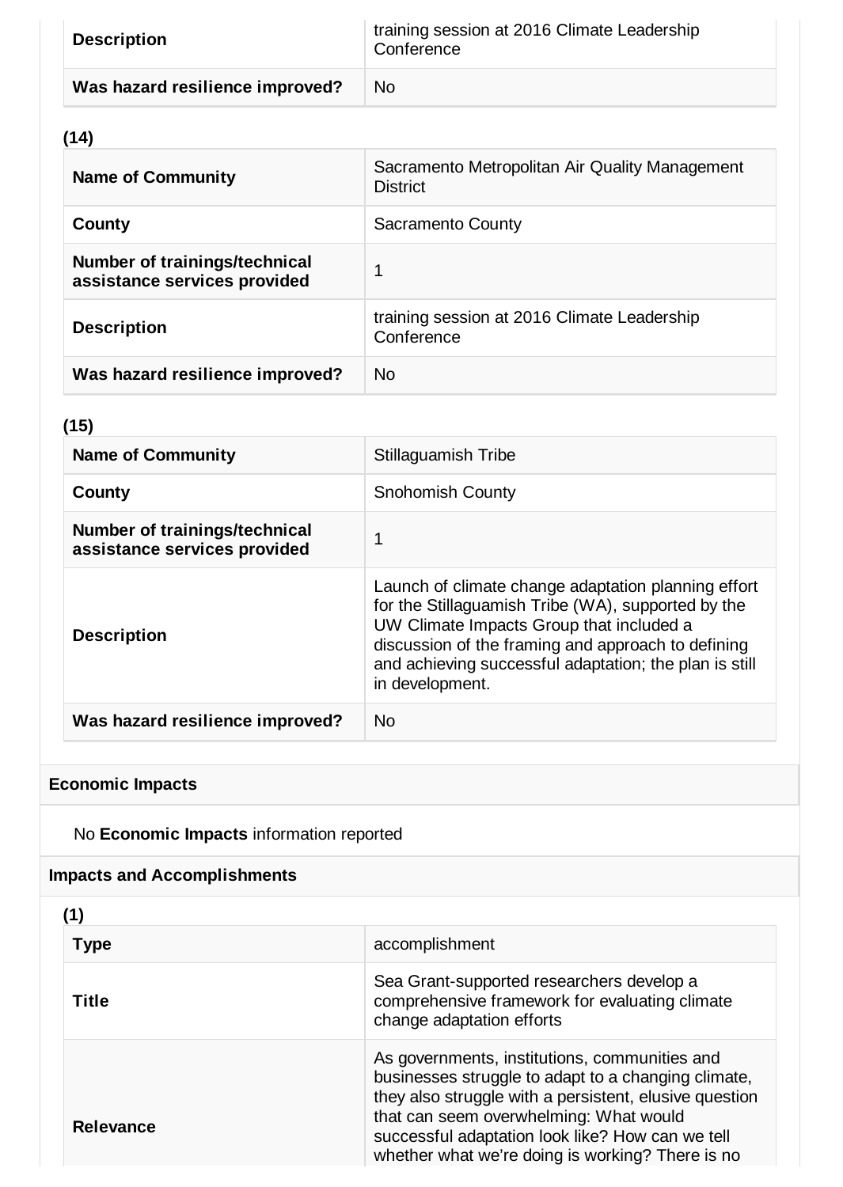| | |
|---|---|
| **Description** | training session at 2016 Climate Leadership Conference |
| **Was hazard resilience improved?** | No |

**(14)**

| | |
|---|---|
| **Name of Community** | Sacramento Metropolitan Air Quality Management District |
| **County** | Sacramento County |
| **Number of trainings/technical assistance services provided** | 1 |
| **Description** | training session at 2016 Climate Leadership Conference |
| **Was hazard resilience improved?** | No |

**(15)**

| | |
|---|---|
| **Name of Community** | Stillaguamish Tribe |
| **County** | Snohomish County |
| **Number of trainings/technical assistance services provided** | 1 |
| **Description** | Launch of climate change adaptation planning effort for the Stillaguamish Tribe (WA), supported by the UW Climate Impacts Group that included a discussion of the framing and approach to defining and achieving successful adaptation; the plan is still in development. |
| **Was hazard resilience improved?** | No |

### Economic Impacts

No **Economic Impacts** information reported

### Impacts and Accomplishments

**(1)**

| | |
|---|---|
| **Type** | accomplishment |
| **Title** | Sea Grant-supported researchers develop a comprehensive framework for evaluating climate change adaptation efforts |
| **Relevance** | As governments, institutions, communities and businesses struggle to adapt to a changing climate, they also struggle with a persistent, elusive question that can seem overwhelming: What would successful adaptation look like? How can we tell whether what we're doing is working? There is no |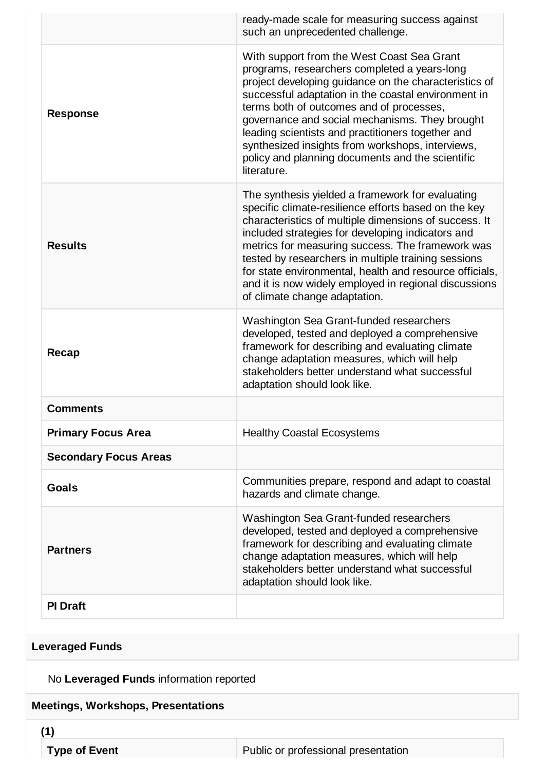| | |
|---|---|
| | ready-made scale for measuring success against such an unprecedented challenge. |
| **Response** | With support from the West Coast Sea Grant programs, researchers completed a years-long project developing guidance on the characteristics of successful adaptation in the coastal environment in terms both of outcomes and of processes, governance and social mechanisms. They brought leading scientists and practitioners together and synthesized insights from workshops, interviews, policy and planning documents and the scientific literature. |
| **Results** | The synthesis yielded a framework for evaluating specific climate-resilience efforts based on the key characteristics of multiple dimensions of success. It included strategies for developing indicators and metrics for measuring success. The framework was tested by researchers in multiple training sessions for state environmental, health and resource officials, and it is now widely employed in regional discussions of climate change adaptation. |
| **Recap** | Washington Sea Grant-funded researchers developed, tested and deployed a comprehensive framework for describing and evaluating climate change adaptation measures, which will help stakeholders better understand what successful adaptation should look like. |
| **Comments** | |
| **Primary Focus Area** | Healthy Coastal Ecosystems |
| **Secondary Focus Areas** | |
| **Goals** | Communities prepare, respond and adapt to coastal hazards and climate change. |
| **Partners** | Washington Sea Grant-funded researchers developed, tested and deployed a comprehensive framework for describing and evaluating climate change adaptation measures, which will help stakeholders better understand what successful adaptation should look like. |
| **PI Draft** | |

## Leveraged Funds

No **Leveraged Funds** information reported

## Meetings, Workshops, Presentations

**(1)**

| | |
|---|---|
| **Type of Event** | Public or professional presentation |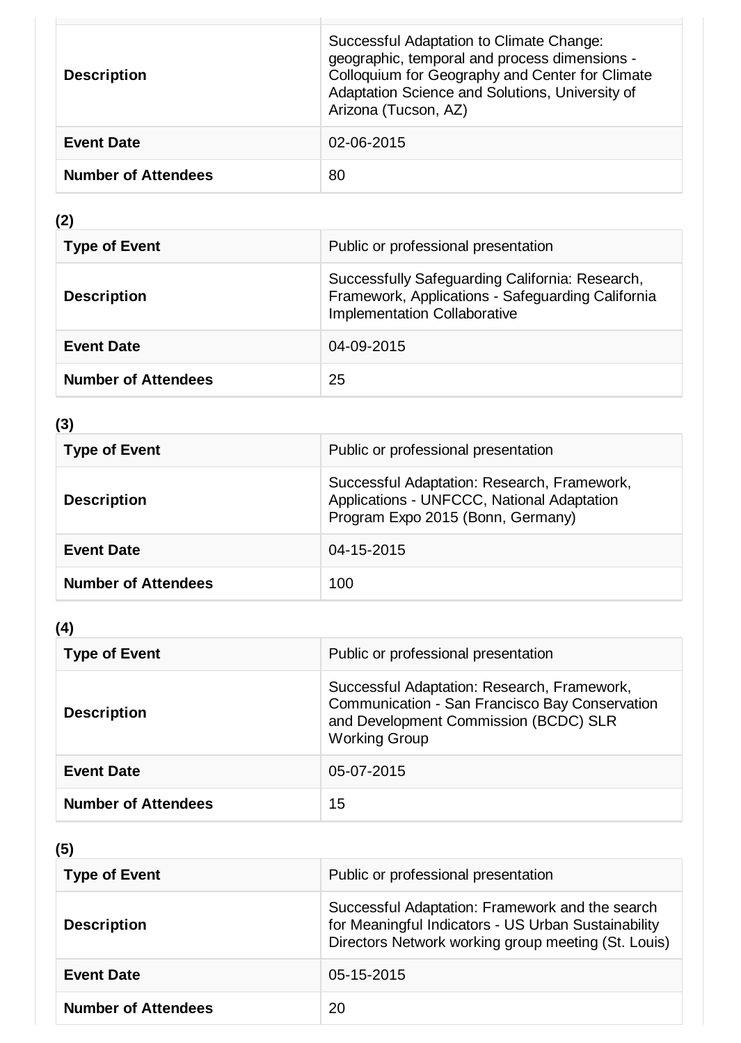| | |
|---|---|
| **Description** | Successful Adaptation to Climate Change: geographic, temporal and process dimensions - Colloquium for Geography and Center for Climate Adaptation Science and Solutions, University of Arizona (Tucson, AZ) |
| **Event Date** | 02-06-2015 |
| **Number of Attendees** | 80 |

**(2)**

| | |
|---|---|
| **Type of Event** | Public or professional presentation |
| **Description** | Successfully Safeguarding California: Research, Framework, Applications - Safeguarding California Implementation Collaborative |
| **Event Date** | 04-09-2015 |
| **Number of Attendees** | 25 |

**(3)**

| | |
|---|---|
| **Type of Event** | Public or professional presentation |
| **Description** | Successful Adaptation: Research, Framework, Applications - UNFCCC, National Adaptation Program Expo 2015 (Bonn, Germany) |
| **Event Date** | 04-15-2015 |
| **Number of Attendees** | 100 |

**(4)**

| | |
|---|---|
| **Type of Event** | Public or professional presentation |
| **Description** | Successful Adaptation: Research, Framework, Communication - San Francisco Bay Conservation and Development Commission (BCDC) SLR Working Group |
| **Event Date** | 05-07-2015 |
| **Number of Attendees** | 15 |

**(5)**

| | |
|---|---|
| **Type of Event** | Public or professional presentation |
| **Description** | Successful Adaptation: Framework and the search for Meaningful Indicators - US Urban Sustainability Directors Network working group meeting (St. Louis) |
| **Event Date** | 05-15-2015 |
| **Number of Attendees** | 20 |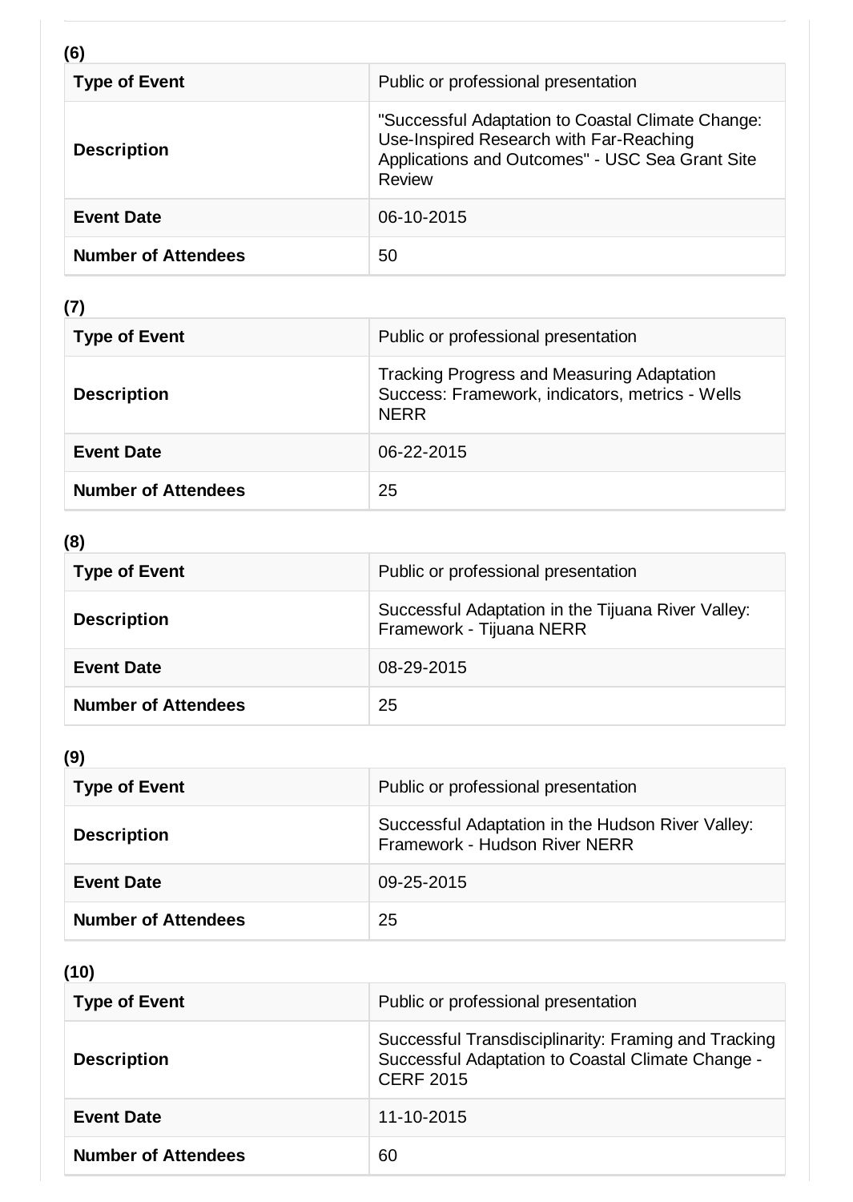**(6)**

| Type of Event | Public or professional presentation |
|---|---|
| Description | "Successful Adaptation to Coastal Climate Change: Use-Inspired Research with Far-Reaching Applications and Outcomes" - USC Sea Grant Site Review |
| Event Date | 06-10-2015 |
| Number of Attendees | 50 |

**(7)**

| Type of Event | Public or professional presentation |
|---|---|
| Description | Tracking Progress and Measuring Adaptation Success: Framework, indicators, metrics - Wells NERR |
| Event Date | 06-22-2015 |
| Number of Attendees | 25 |

**(8)**

| Type of Event | Public or professional presentation |
|---|---|
| Description | Successful Adaptation in the Tijuana River Valley: Framework - Tijuana NERR |
| Event Date | 08-29-2015 |
| Number of Attendees | 25 |

**(9)**

| Type of Event | Public or professional presentation |
|---|---|
| Description | Successful Adaptation in the Hudson River Valley: Framework - Hudson River NERR |
| Event Date | 09-25-2015 |
| Number of Attendees | 25 |

**(10)**

| Type of Event | Public or professional presentation |
|---|---|
| Description | Successful Transdisciplinarity: Framing and Tracking Successful Adaptation to Coastal Climate Change - CERF 2015 |
| Event Date | 11-10-2015 |
| Number of Attendees | 60 |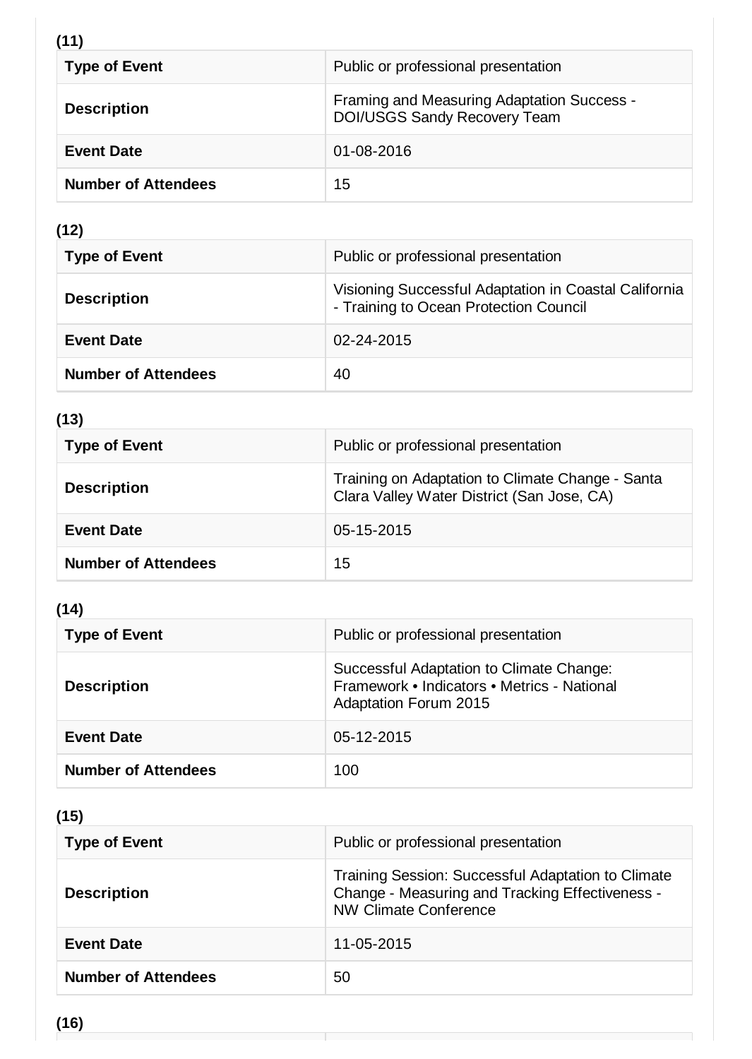**(11)**

| Type of Event | Public or professional presentation |
|---|---|
| Description | Framing and Measuring Adaptation Success - DOI/USGS Sandy Recovery Team |
| Event Date | 01-08-2016 |
| Number of Attendees | 15 |

**(12)**

| Type of Event | Public or professional presentation |
|---|---|
| Description | Visioning Successful Adaptation in Coastal California - Training to Ocean Protection Council |
| Event Date | 02-24-2015 |
| Number of Attendees | 40 |

**(13)**

| Type of Event | Public or professional presentation |
|---|---|
| Description | Training on Adaptation to Climate Change - Santa Clara Valley Water District (San Jose, CA) |
| Event Date | 05-15-2015 |
| Number of Attendees | 15 |

**(14)**

| Type of Event | Public or professional presentation |
|---|---|
| Description | Successful Adaptation to Climate Change: Framework • Indicators • Metrics - National Adaptation Forum 2015 |
| Event Date | 05-12-2015 |
| Number of Attendees | 100 |

**(15)**

| Type of Event | Public or professional presentation |
|---|---|
| Description | Training Session: Successful Adaptation to Climate Change - Measuring and Tracking Effectiveness - NW Climate Conference |
| Event Date | 11-05-2015 |
| Number of Attendees | 50 |

**(16)**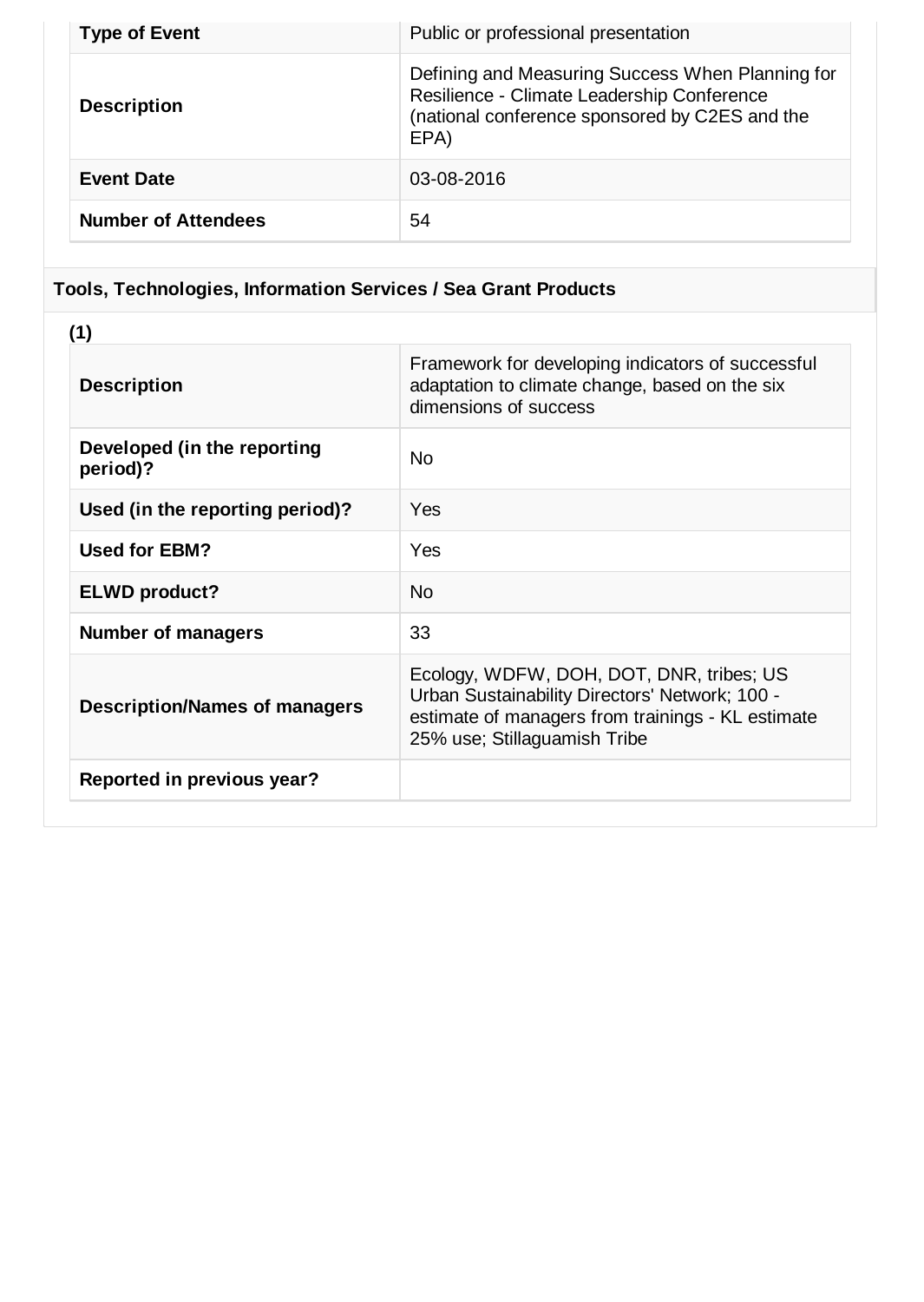| Type of Event | Public or professional presentation |
| --- | --- |
| Description | Defining and Measuring Success When Planning for Resilience - Climate Leadership Conference (national conference sponsored by C2ES and the EPA) |
| Event Date | 03-08-2016 |
| Number of Attendees | 54 |

## Tools, Technologies, Information Services / Sea Grant Products

**(1)**

| Description | Framework for developing indicators of successful adaptation to climate change, based on the six dimensions of success |
| --- | --- |
| Developed (in the reporting period)? | No |
| Used (in the reporting period)? | Yes |
| Used for EBM? | Yes |
| ELWD product? | No |
| Number of managers | 33 |
| Description/Names of managers | Ecology, WDFW, DOH, DOT, DNR, tribes; US Urban Sustainability Directors' Network; 100 - estimate of managers from trainings - KL estimate 25% use; Stillaguamish Tribe |
| Reported in previous year? | |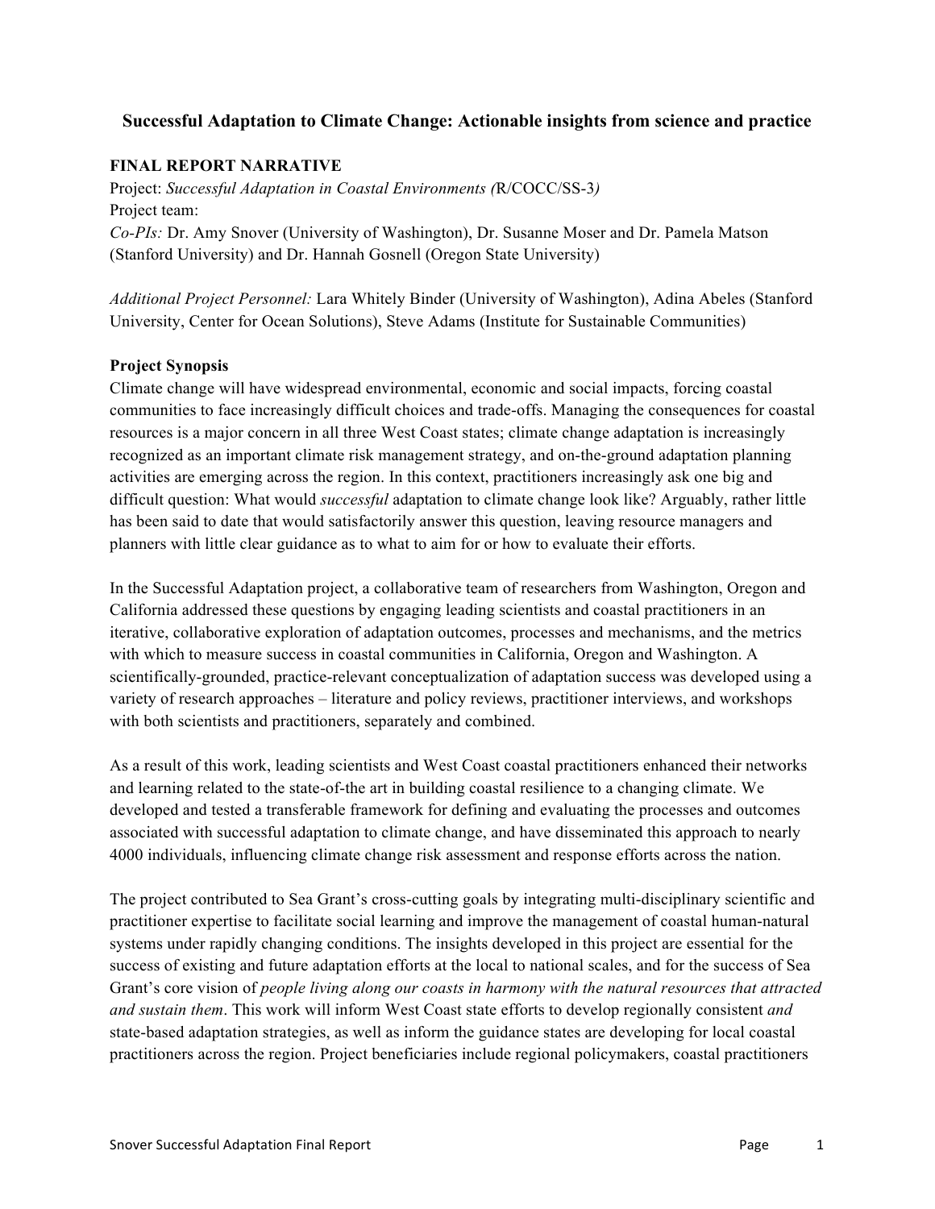## Successful Adaptation to Climate Change: Actionable insights from science and practice

**FINAL REPORT NARRATIVE**

Project: *Successful Adaptation in Coastal Environments (*R/COCC/SS-3*)*

Project team:

*Co-PIs:* Dr. Amy Snover (University of Washington), Dr. Susanne Moser and Dr. Pamela Matson (Stanford University) and Dr. Hannah Gosnell (Oregon State University)

*Additional Project Personnel:* Lara Whitely Binder (University of Washington), Adina Abeles (Stanford University, Center for Ocean Solutions), Steve Adams (Institute for Sustainable Communities)

**Project Synopsis**

Climate change will have widespread environmental, economic and social impacts, forcing coastal communities to face increasingly difficult choices and trade-offs. Managing the consequences for coastal resources is a major concern in all three West Coast states; climate change adaptation is increasingly recognized as an important climate risk management strategy, and on-the-ground adaptation planning activities are emerging across the region. In this context, practitioners increasingly ask one big and difficult question: What would *successful* adaptation to climate change look like? Arguably, rather little has been said to date that would satisfactorily answer this question, leaving resource managers and planners with little clear guidance as to what to aim for or how to evaluate their efforts.

In the Successful Adaptation project, a collaborative team of researchers from Washington, Oregon and California addressed these questions by engaging leading scientists and coastal practitioners in an iterative, collaborative exploration of adaptation outcomes, processes and mechanisms, and the metrics with which to measure success in coastal communities in California, Oregon and Washington. A scientifically-grounded, practice-relevant conceptualization of adaptation success was developed using a variety of research approaches – literature and policy reviews, practitioner interviews, and workshops with both scientists and practitioners, separately and combined.

As a result of this work, leading scientists and West Coast coastal practitioners enhanced their networks and learning related to the state-of-the art in building coastal resilience to a changing climate. We developed and tested a transferable framework for defining and evaluating the processes and outcomes associated with successful adaptation to climate change, and have disseminated this approach to nearly 4000 individuals, influencing climate change risk assessment and response efforts across the nation.

The project contributed to Sea Grant's cross-cutting goals by integrating multi-disciplinary scientific and practitioner expertise to facilitate social learning and improve the management of coastal human-natural systems under rapidly changing conditions. The insights developed in this project are essential for the success of existing and future adaptation efforts at the local to national scales, and for the success of Sea Grant's core vision of *people living along our coasts in harmony with the natural resources that attracted and sustain them*. This work will inform West Coast state efforts to develop regionally consistent *and* state-based adaptation strategies, as well as inform the guidance states are developing for local coastal practitioners across the region. Project beneficiaries include regional policymakers, coastal practitioners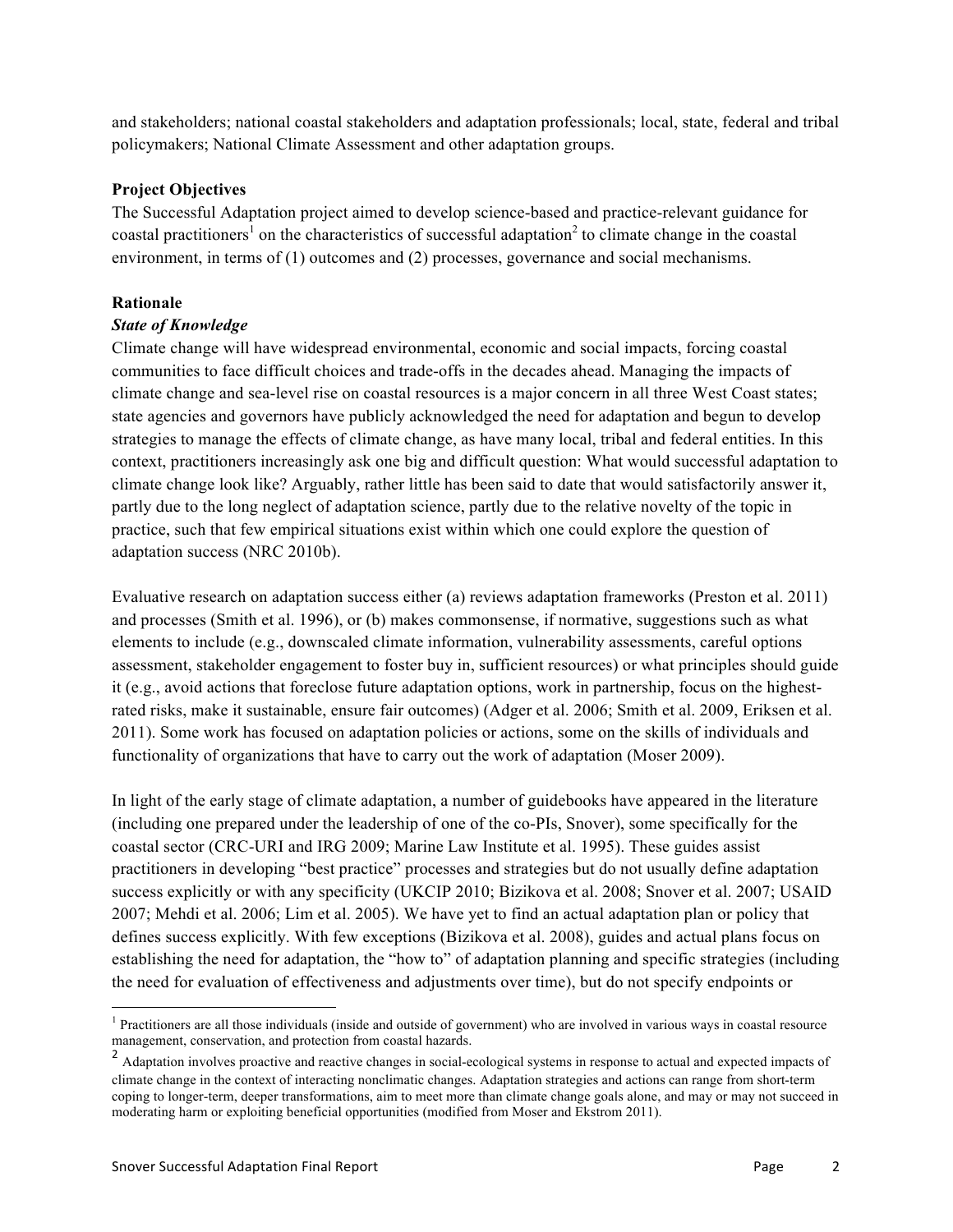and stakeholders; national coastal stakeholders and adaptation professionals; local, state, federal and tribal policymakers; National Climate Assessment and other adaptation groups.

**Project Objectives**

The Successful Adaptation project aimed to develop science-based and practice-relevant guidance for coastal practitioners[1] on the characteristics of successful adaptation[2] to climate change in the coastal environment, in terms of (1) outcomes and (2) processes, governance and social mechanisms.

**Rationale**

***State of Knowledge***

Climate change will have widespread environmental, economic and social impacts, forcing coastal communities to face difficult choices and trade-offs in the decades ahead. Managing the impacts of climate change and sea-level rise on coastal resources is a major concern in all three West Coast states; state agencies and governors have publicly acknowledged the need for adaptation and begun to develop strategies to manage the effects of climate change, as have many local, tribal and federal entities. In this context, practitioners increasingly ask one big and difficult question: What would successful adaptation to climate change look like? Arguably, rather little has been said to date that would satisfactorily answer it, partly due to the long neglect of adaptation science, partly due to the relative novelty of the topic in practice, such that few empirical situations exist within which one could explore the question of adaptation success (NRC 2010b).

Evaluative research on adaptation success either (a) reviews adaptation frameworks (Preston et al. 2011) and processes (Smith et al. 1996), or (b) makes commonsense, if normative, suggestions such as what elements to include (e.g., downscaled climate information, vulnerability assessments, careful options assessment, stakeholder engagement to foster buy in, sufficient resources) or what principles should guide it (e.g., avoid actions that foreclose future adaptation options, work in partnership, focus on the highest-rated risks, make it sustainable, ensure fair outcomes) (Adger et al. 2006; Smith et al. 2009, Eriksen et al. 2011). Some work has focused on adaptation policies or actions, some on the skills of individuals and functionality of organizations that have to carry out the work of adaptation (Moser 2009).

In light of the early stage of climate adaptation, a number of guidebooks have appeared in the literature (including one prepared under the leadership of one of the co-PIs, Snover), some specifically for the coastal sector (CRC-URI and IRG 2009; Marine Law Institute et al. 1995). These guides assist practitioners in developing "best practice" processes and strategies but do not usually define adaptation success explicitly or with any specificity (UKCIP 2010; Bizikova et al. 2008; Snover et al. 2007; USAID 2007; Mehdi et al. 2006; Lim et al. 2005). We have yet to find an actual adaptation plan or policy that defines success explicitly. With few exceptions (Bizikova et al. 2008), guides and actual plans focus on establishing the need for adaptation, the "how to" of adaptation planning and specific strategies (including the need for evaluation of effectiveness and adjustments over time), but do not specify endpoints or

---

[1] Practitioners are all those individuals (inside and outside of government) who are involved in various ways in coastal resource management, conservation, and protection from coastal hazards.

[2] Adaptation involves proactive and reactive changes in social-ecological systems in response to actual and expected impacts of climate change in the context of interacting nonclimatic changes. Adaptation strategies and actions can range from short-term coping to longer-term, deeper transformations, aim to meet more than climate change goals alone, and may or may not succeed in moderating harm or exploiting beneficial opportunities (modified from Moser and Ekstrom 2011).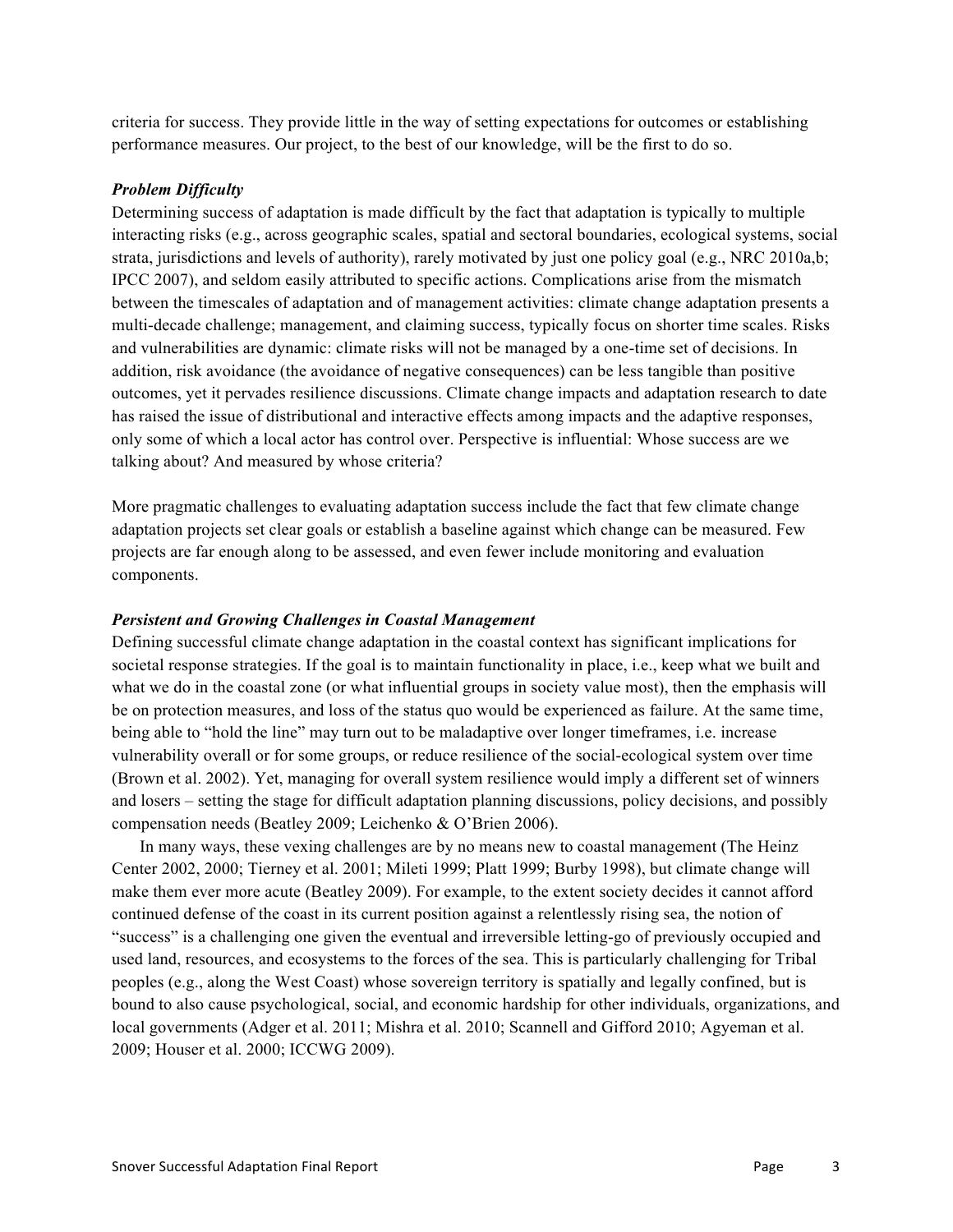criteria for success. They provide little in the way of setting expectations for outcomes or establishing performance measures. Our project, to the best of our knowledge, will be the first to do so.

### *Problem Difficulty*

Determining success of adaptation is made difficult by the fact that adaptation is typically to multiple interacting risks (e.g., across geographic scales, spatial and sectoral boundaries, ecological systems, social strata, jurisdictions and levels of authority), rarely motivated by just one policy goal (e.g., NRC 2010a,b; IPCC 2007), and seldom easily attributed to specific actions. Complications arise from the mismatch between the timescales of adaptation and of management activities: climate change adaptation presents a multi-decade challenge; management, and claiming success, typically focus on shorter time scales. Risks and vulnerabilities are dynamic: climate risks will not be managed by a one-time set of decisions. In addition, risk avoidance (the avoidance of negative consequences) can be less tangible than positive outcomes, yet it pervades resilience discussions. Climate change impacts and adaptation research to date has raised the issue of distributional and interactive effects among impacts and the adaptive responses, only some of which a local actor has control over. Perspective is influential: Whose success are we talking about? And measured by whose criteria?

More pragmatic challenges to evaluating adaptation success include the fact that few climate change adaptation projects set clear goals or establish a baseline against which change can be measured. Few projects are far enough along to be assessed, and even fewer include monitoring and evaluation components.

### *Persistent and Growing Challenges in Coastal Management*

Defining successful climate change adaptation in the coastal context has significant implications for societal response strategies. If the goal is to maintain functionality in place, i.e., keep what we built and what we do in the coastal zone (or what influential groups in society value most), then the emphasis will be on protection measures, and loss of the status quo would be experienced as failure. At the same time, being able to "hold the line" may turn out to be maladaptive over longer timeframes, i.e. increase vulnerability overall or for some groups, or reduce resilience of the social-ecological system over time (Brown et al. 2002). Yet, managing for overall system resilience would imply a different set of winners and losers – setting the stage for difficult adaptation planning discussions, policy decisions, and possibly compensation needs (Beatley 2009; Leichenko & O'Brien 2006).

In many ways, these vexing challenges are by no means new to coastal management (The Heinz Center 2002, 2000; Tierney et al. 2001; Mileti 1999; Platt 1999; Burby 1998), but climate change will make them ever more acute (Beatley 2009). For example, to the extent society decides it cannot afford continued defense of the coast in its current position against a relentlessly rising sea, the notion of "success" is a challenging one given the eventual and irreversible letting-go of previously occupied and used land, resources, and ecosystems to the forces of the sea. This is particularly challenging for Tribal peoples (e.g., along the West Coast) whose sovereign territory is spatially and legally confined, but is bound to also cause psychological, social, and economic hardship for other individuals, organizations, and local governments (Adger et al. 2011; Mishra et al. 2010; Scannell and Gifford 2010; Agyeman et al. 2009; Houser et al. 2000; ICCWG 2009).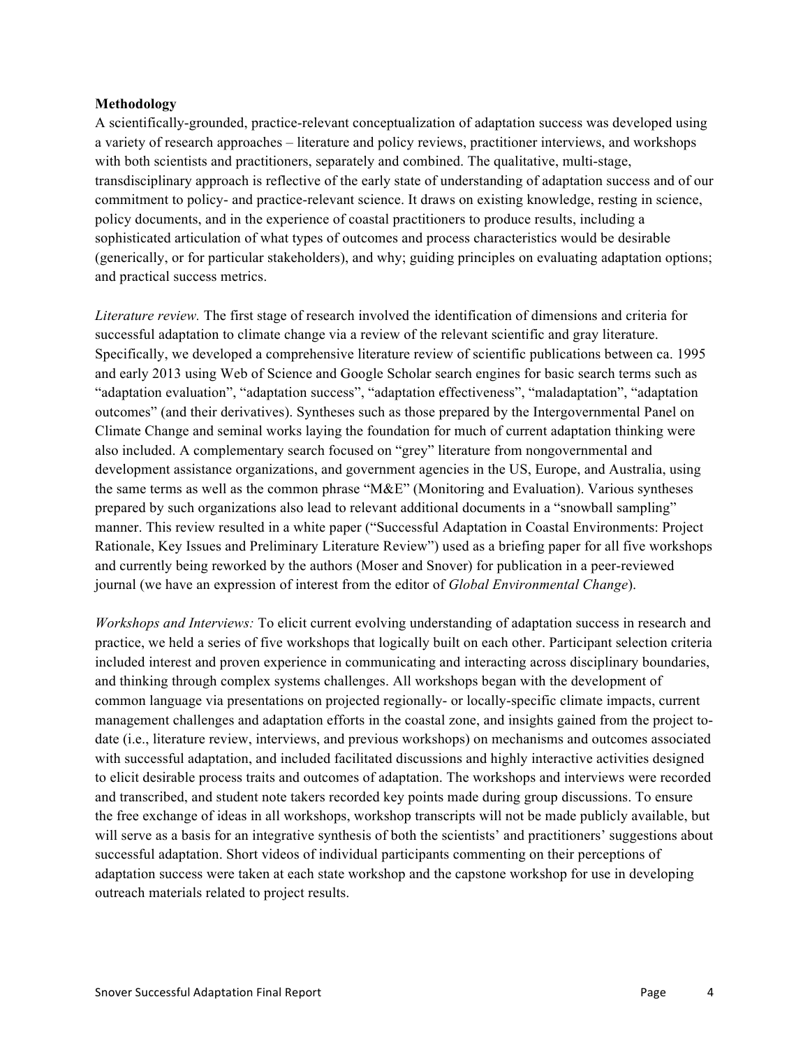**Methodology**

A scientifically-grounded, practice-relevant conceptualization of adaptation success was developed using a variety of research approaches – literature and policy reviews, practitioner interviews, and workshops with both scientists and practitioners, separately and combined. The qualitative, multi-stage, transdisciplinary approach is reflective of the early state of understanding of adaptation success and of our commitment to policy- and practice-relevant science. It draws on existing knowledge, resting in science, policy documents, and in the experience of coastal practitioners to produce results, including a sophisticated articulation of what types of outcomes and process characteristics would be desirable (generically, or for particular stakeholders), and why; guiding principles on evaluating adaptation options; and practical success metrics.

*Literature review.* The first stage of research involved the identification of dimensions and criteria for successful adaptation to climate change via a review of the relevant scientific and gray literature. Specifically, we developed a comprehensive literature review of scientific publications between ca. 1995 and early 2013 using Web of Science and Google Scholar search engines for basic search terms such as "adaptation evaluation", "adaptation success", "adaptation effectiveness", "maladaptation", "adaptation outcomes" (and their derivatives). Syntheses such as those prepared by the Intergovernmental Panel on Climate Change and seminal works laying the foundation for much of current adaptation thinking were also included. A complementary search focused on "grey" literature from nongovernmental and development assistance organizations, and government agencies in the US, Europe, and Australia, using the same terms as well as the common phrase "M&E" (Monitoring and Evaluation). Various syntheses prepared by such organizations also lead to relevant additional documents in a "snowball sampling" manner. This review resulted in a white paper ("Successful Adaptation in Coastal Environments: Project Rationale, Key Issues and Preliminary Literature Review") used as a briefing paper for all five workshops and currently being reworked by the authors (Moser and Snover) for publication in a peer-reviewed journal (we have an expression of interest from the editor of *Global Environmental Change*).

*Workshops and Interviews:* To elicit current evolving understanding of adaptation success in research and practice, we held a series of five workshops that logically built on each other. Participant selection criteria included interest and proven experience in communicating and interacting across disciplinary boundaries, and thinking through complex systems challenges. All workshops began with the development of common language via presentations on projected regionally- or locally-specific climate impacts, current management challenges and adaptation efforts in the coastal zone, and insights gained from the project to-date (i.e., literature review, interviews, and previous workshops) on mechanisms and outcomes associated with successful adaptation, and included facilitated discussions and highly interactive activities designed to elicit desirable process traits and outcomes of adaptation. The workshops and interviews were recorded and transcribed, and student note takers recorded key points made during group discussions. To ensure the free exchange of ideas in all workshops, workshop transcripts will not be made publicly available, but will serve as a basis for an integrative synthesis of both the scientists' and practitioners' suggestions about successful adaptation. Short videos of individual participants commenting on their perceptions of adaptation success were taken at each state workshop and the capstone workshop for use in developing outreach materials related to project results.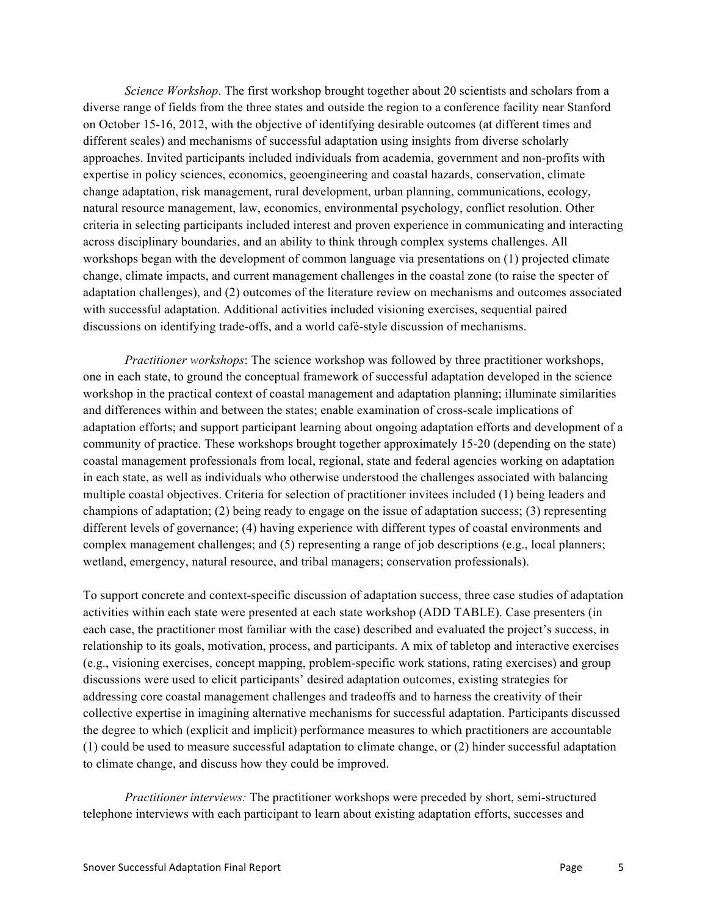*Science Workshop*. The first workshop brought together about 20 scientists and scholars from a diverse range of fields from the three states and outside the region to a conference facility near Stanford on October 15-16, 2012, with the objective of identifying desirable outcomes (at different times and different scales) and mechanisms of successful adaptation using insights from diverse scholarly approaches. Invited participants included individuals from academia, government and non-profits with expertise in policy sciences, economics, geoengineering and coastal hazards, conservation, climate change adaptation, risk management, rural development, urban planning, communications, ecology, natural resource management, law, economics, environmental psychology, conflict resolution. Other criteria in selecting participants included interest and proven experience in communicating and interacting across disciplinary boundaries, and an ability to think through complex systems challenges. All workshops began with the development of common language via presentations on (1) projected climate change, climate impacts, and current management challenges in the coastal zone (to raise the specter of adaptation challenges), and (2) outcomes of the literature review on mechanisms and outcomes associated with successful adaptation. Additional activities included visioning exercises, sequential paired discussions on identifying trade-offs, and a world café-style discussion of mechanisms.

*Practitioner workshops*: The science workshop was followed by three practitioner workshops, one in each state, to ground the conceptual framework of successful adaptation developed in the science workshop in the practical context of coastal management and adaptation planning; illuminate similarities and differences within and between the states; enable examination of cross-scale implications of adaptation efforts; and support participant learning about ongoing adaptation efforts and development of a community of practice. These workshops brought together approximately 15-20 (depending on the state) coastal management professionals from local, regional, state and federal agencies working on adaptation in each state, as well as individuals who otherwise understood the challenges associated with balancing multiple coastal objectives. Criteria for selection of practitioner invitees included (1) being leaders and champions of adaptation; (2) being ready to engage on the issue of adaptation success; (3) representing different levels of governance; (4) having experience with different types of coastal environments and complex management challenges; and (5) representing a range of job descriptions (e.g., local planners; wetland, emergency, natural resource, and tribal managers; conservation professionals).

To support concrete and context-specific discussion of adaptation success, three case studies of adaptation activities within each state were presented at each state workshop (ADD TABLE). Case presenters (in each case, the practitioner most familiar with the case) described and evaluated the project's success, in relationship to its goals, motivation, process, and participants. A mix of tabletop and interactive exercises (e.g., visioning exercises, concept mapping, problem-specific work stations, rating exercises) and group discussions were used to elicit participants' desired adaptation outcomes, existing strategies for addressing core coastal management challenges and tradeoffs and to harness the creativity of their collective expertise in imagining alternative mechanisms for successful adaptation. Participants discussed the degree to which (explicit and implicit) performance measures to which practitioners are accountable (1) could be used to measure successful adaptation to climate change, or (2) hinder successful adaptation to climate change, and discuss how they could be improved.

*Practitioner interviews:* The practitioner workshops were preceded by short, semi-structured telephone interviews with each participant to learn about existing adaptation efforts, successes and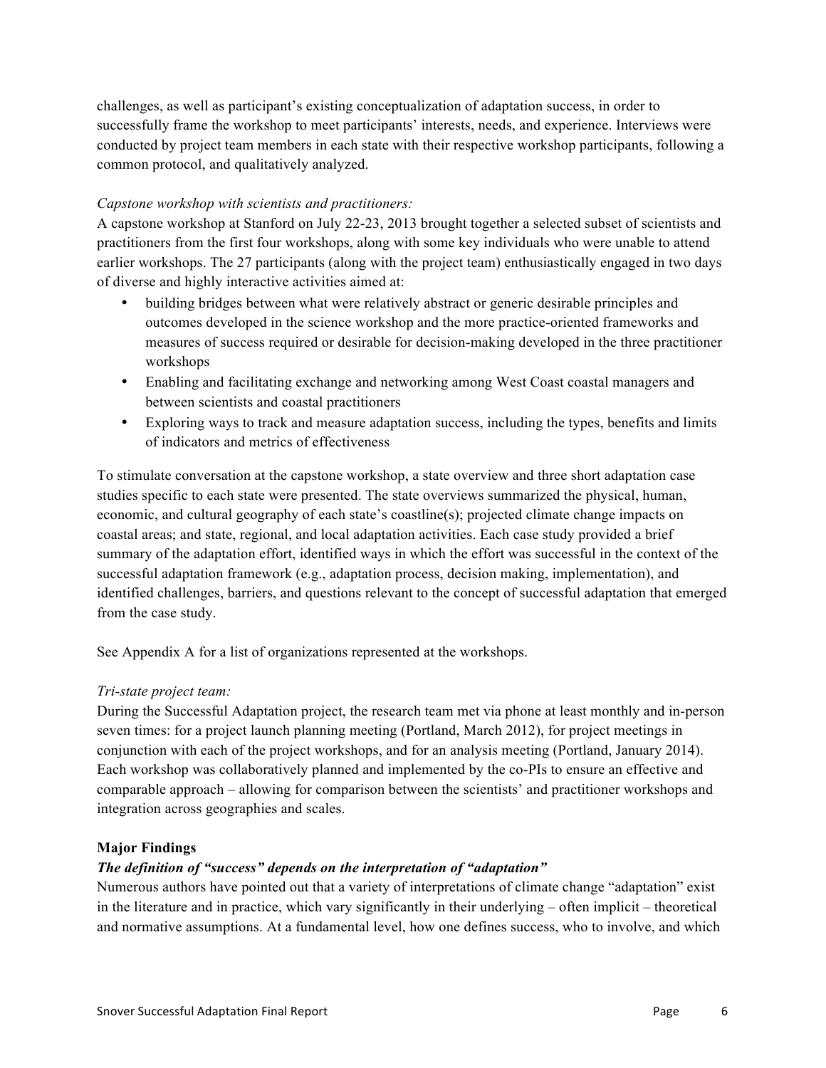challenges, as well as participant's existing conceptualization of adaptation success, in order to successfully frame the workshop to meet participants' interests, needs, and experience. Interviews were conducted by project team members in each state with their respective workshop participants, following a common protocol, and qualitatively analyzed.

*Capstone workshop with scientists and practitioners:*
A capstone workshop at Stanford on July 22-23, 2013 brought together a selected subset of scientists and practitioners from the first four workshops, along with some key individuals who were unable to attend earlier workshops. The 27 participants (along with the project team) enthusiastically engaged in two days of diverse and highly interactive activities aimed at:

- building bridges between what were relatively abstract or generic desirable principles and outcomes developed in the science workshop and the more practice-oriented frameworks and measures of success required or desirable for decision-making developed in the three practitioner workshops
- Enabling and facilitating exchange and networking among West Coast coastal managers and between scientists and coastal practitioners
- Exploring ways to track and measure adaptation success, including the types, benefits and limits of indicators and metrics of effectiveness

To stimulate conversation at the capstone workshop, a state overview and three short adaptation case studies specific to each state were presented. The state overviews summarized the physical, human, economic, and cultural geography of each state's coastline(s); projected climate change impacts on coastal areas; and state, regional, and local adaptation activities. Each case study provided a brief summary of the adaptation effort, identified ways in which the effort was successful in the context of the successful adaptation framework (e.g., adaptation process, decision making, implementation), and identified challenges, barriers, and questions relevant to the concept of successful adaptation that emerged from the case study.

See Appendix A for a list of organizations represented at the workshops.

*Tri-state project team:*
During the Successful Adaptation project, the research team met via phone at least monthly and in-person seven times: for a project launch planning meeting (Portland, March 2012), for project meetings in conjunction with each of the project workshops, and for an analysis meeting (Portland, January 2014). Each workshop was collaboratively planned and implemented by the co-PIs to ensure an effective and comparable approach – allowing for comparison between the scientists' and practitioner workshops and integration across geographies and scales.

**Major Findings**

***The definition of "success" depends on the interpretation of "adaptation"***

Numerous authors have pointed out that a variety of interpretations of climate change "adaptation" exist in the literature and in practice, which vary significantly in their underlying – often implicit – theoretical and normative assumptions. At a fundamental level, how one defines success, who to involve, and which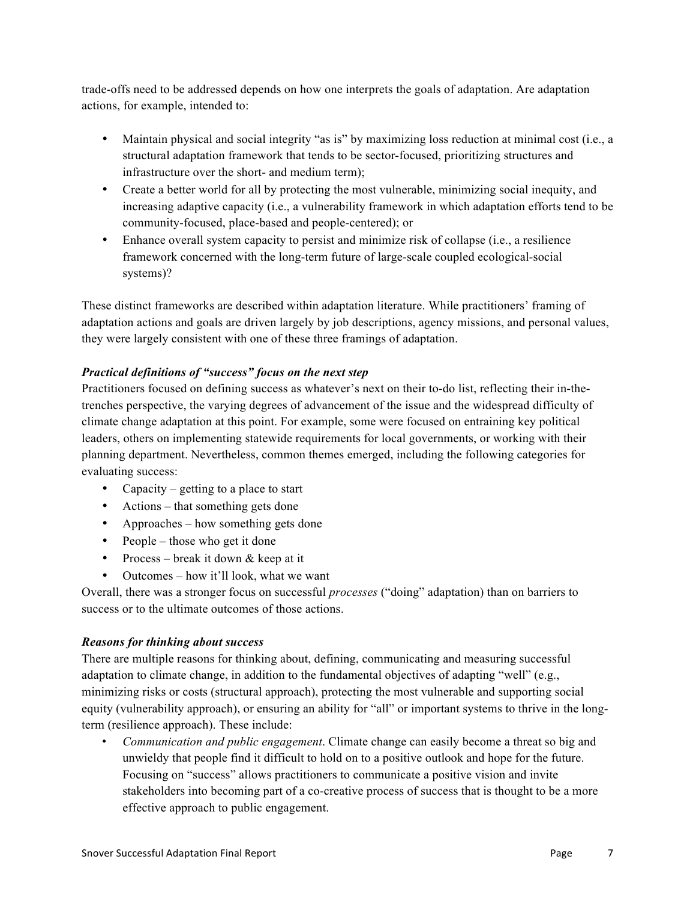trade-offs need to be addressed depends on how one interprets the goals of adaptation. Are adaptation actions, for example, intended to:

- Maintain physical and social integrity "as is" by maximizing loss reduction at minimal cost (i.e., a structural adaptation framework that tends to be sector-focused, prioritizing structures and infrastructure over the short- and medium term);
- Create a better world for all by protecting the most vulnerable, minimizing social inequity, and increasing adaptive capacity (i.e., a vulnerability framework in which adaptation efforts tend to be community-focused, place-based and people-centered); or
- Enhance overall system capacity to persist and minimize risk of collapse (i.e., a resilience framework concerned with the long-term future of large-scale coupled ecological-social systems)?

These distinct frameworks are described within adaptation literature. While practitioners' framing of adaptation actions and goals are driven largely by job descriptions, agency missions, and personal values, they were largely consistent with one of these three framings of adaptation.

***Practical definitions of "success" focus on the next step***

Practitioners focused on defining success as whatever's next on their to-do list, reflecting their in-the-trenches perspective, the varying degrees of advancement of the issue and the widespread difficulty of climate change adaptation at this point. For example, some were focused on entraining key political leaders, others on implementing statewide requirements for local governments, or working with their planning department. Nevertheless, common themes emerged, including the following categories for evaluating success:

- Capacity – getting to a place to start
- Actions – that something gets done
- Approaches – how something gets done
- People – those who get it done
- Process – break it down & keep at it
- Outcomes – how it'll look, what we want

Overall, there was a stronger focus on successful *processes* ("doing" adaptation) than on barriers to success or to the ultimate outcomes of those actions.

***Reasons for thinking about success***

There are multiple reasons for thinking about, defining, communicating and measuring successful adaptation to climate change, in addition to the fundamental objectives of adapting "well" (e.g., minimizing risks or costs (structural approach), protecting the most vulnerable and supporting social equity (vulnerability approach), or ensuring an ability for "all" or important systems to thrive in the long-term (resilience approach). These include:

- *Communication and public engagement*. Climate change can easily become a threat so big and unwieldy that people find it difficult to hold on to a positive outlook and hope for the future. Focusing on "success" allows practitioners to communicate a positive vision and invite stakeholders into becoming part of a co-creative process of success that is thought to be a more effective approach to public engagement.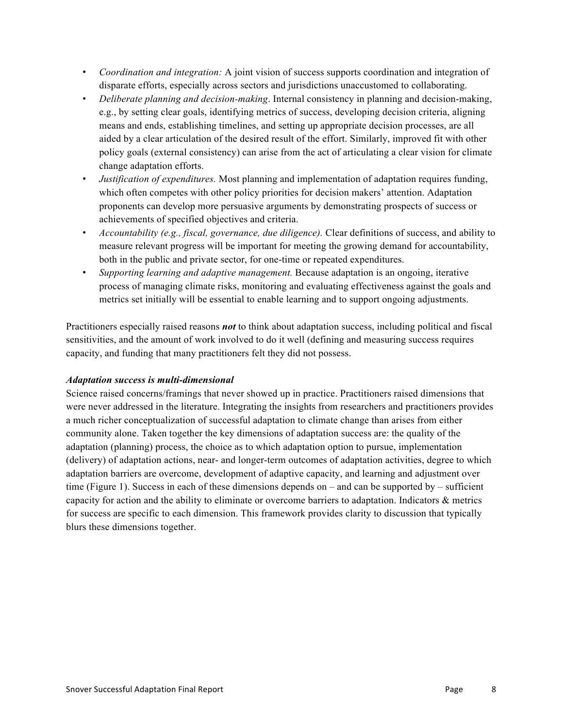- *Coordination and integration:* A joint vision of success supports coordination and integration of disparate efforts, especially across sectors and jurisdictions unaccustomed to collaborating.
- *Deliberate planning and decision-making*. Internal consistency in planning and decision-making, e.g., by setting clear goals, identifying metrics of success, developing decision criteria, aligning means and ends, establishing timelines, and setting up appropriate decision processes, are all aided by a clear articulation of the desired result of the effort. Similarly, improved fit with other policy goals (external consistency) can arise from the act of articulating a clear vision for climate change adaptation efforts.
- *Justification of expenditures.* Most planning and implementation of adaptation requires funding, which often competes with other policy priorities for decision makers' attention. Adaptation proponents can develop more persuasive arguments by demonstrating prospects of success or achievements of specified objectives and criteria.
- *Accountability (e.g., fiscal, governance, due diligence).* Clear definitions of success, and ability to measure relevant progress will be important for meeting the growing demand for accountability, both in the public and private sector, for one-time or repeated expenditures.
- *Supporting learning and adaptive management.* Because adaptation is an ongoing, iterative process of managing climate risks, monitoring and evaluating effectiveness against the goals and metrics set initially will be essential to enable learning and to support ongoing adjustments.

Practitioners especially raised reasons ***not*** to think about adaptation success, including political and fiscal sensitivities, and the amount of work involved to do it well (defining and measuring success requires capacity, and funding that many practitioners felt they did not possess.

***Adaptation success is multi-dimensional***

Science raised concerns/framings that never showed up in practice. Practitioners raised dimensions that were never addressed in the literature. Integrating the insights from researchers and practitioners provides a much richer conceptualization of successful adaptation to climate change than arises from either community alone. Taken together the key dimensions of adaptation success are: the quality of the adaptation (planning) process, the choice as to which adaptation option to pursue, implementation (delivery) of adaptation actions, near- and longer-term outcomes of adaptation activities, degree to which adaptation barriers are overcome, development of adaptive capacity, and learning and adjustment over time (Figure 1). Success in each of these dimensions depends on – and can be supported by – sufficient capacity for action and the ability to eliminate or overcome barriers to adaptation. Indicators & metrics for success are specific to each dimension. This framework provides clarity to discussion that typically blurs these dimensions together.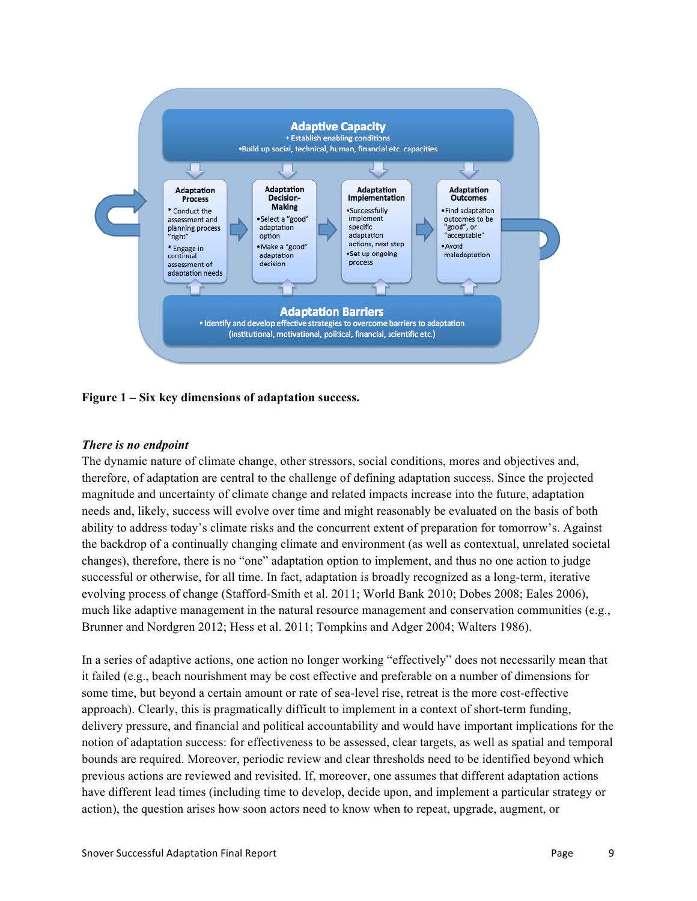Adaptive Capacity
• Establish enabling conditions
•Build up social, technical, human, financial etc. capacities

Adaptation Process
* Conduct the assessment and planning process "right"
* Engage in continual assessment of adaptation needs

Adaptation Decision-Making
•Select a "good" adaptation option
•Make a "good" adaptation decision

Adaptation Implementation
•Successfully implement specific adaptation actions, next step
•Set up ongoing process

Adaptation Outcomes
•Find adaptation outcomes to be "good", or "acceptable"
•Avoid maladaptation

Adaptation Barriers
• Identify and develop effective strategies to overcome barriers to adaptation (institutional, motivational, political, financial, scientific etc.)

**Figure 1 – Six key dimensions of adaptation success.**

***There is no endpoint***

The dynamic nature of climate change, other stressors, social conditions, mores and objectives and, therefore, of adaptation are central to the challenge of defining adaptation success. Since the projected magnitude and uncertainty of climate change and related impacts increase into the future, adaptation needs and, likely, success will evolve over time and might reasonably be evaluated on the basis of both ability to address today's climate risks and the concurrent extent of preparation for tomorrow's. Against the backdrop of a continually changing climate and environment (as well as contextual, unrelated societal changes), therefore, there is no "one" adaptation option to implement, and thus no one action to judge successful or otherwise, for all time. In fact, adaptation is broadly recognized as a long-term, iterative evolving process of change (Stafford-Smith et al. 2011; World Bank 2010; Dobes 2008; Eales 2006), much like adaptive management in the natural resource management and conservation communities (e.g., Brunner and Nordgren 2012; Hess et al. 2011; Tompkins and Adger 2004; Walters 1986).

In a series of adaptive actions, one action no longer working "effectively" does not necessarily mean that it failed (e.g., beach nourishment may be cost effective and preferable on a number of dimensions for some time, but beyond a certain amount or rate of sea-level rise, retreat is the more cost-effective approach). Clearly, this is pragmatically difficult to implement in a context of short-term funding, delivery pressure, and financial and political accountability and would have important implications for the notion of adaptation success: for effectiveness to be assessed, clear targets, as well as spatial and temporal bounds are required. Moreover, periodic review and clear thresholds need to be identified beyond which previous actions are reviewed and revisited. If, moreover, one assumes that different adaptation actions have different lead times (including time to develop, decide upon, and implement a particular strategy or action), the question arises how soon actors need to know when to repeat, upgrade, augment, or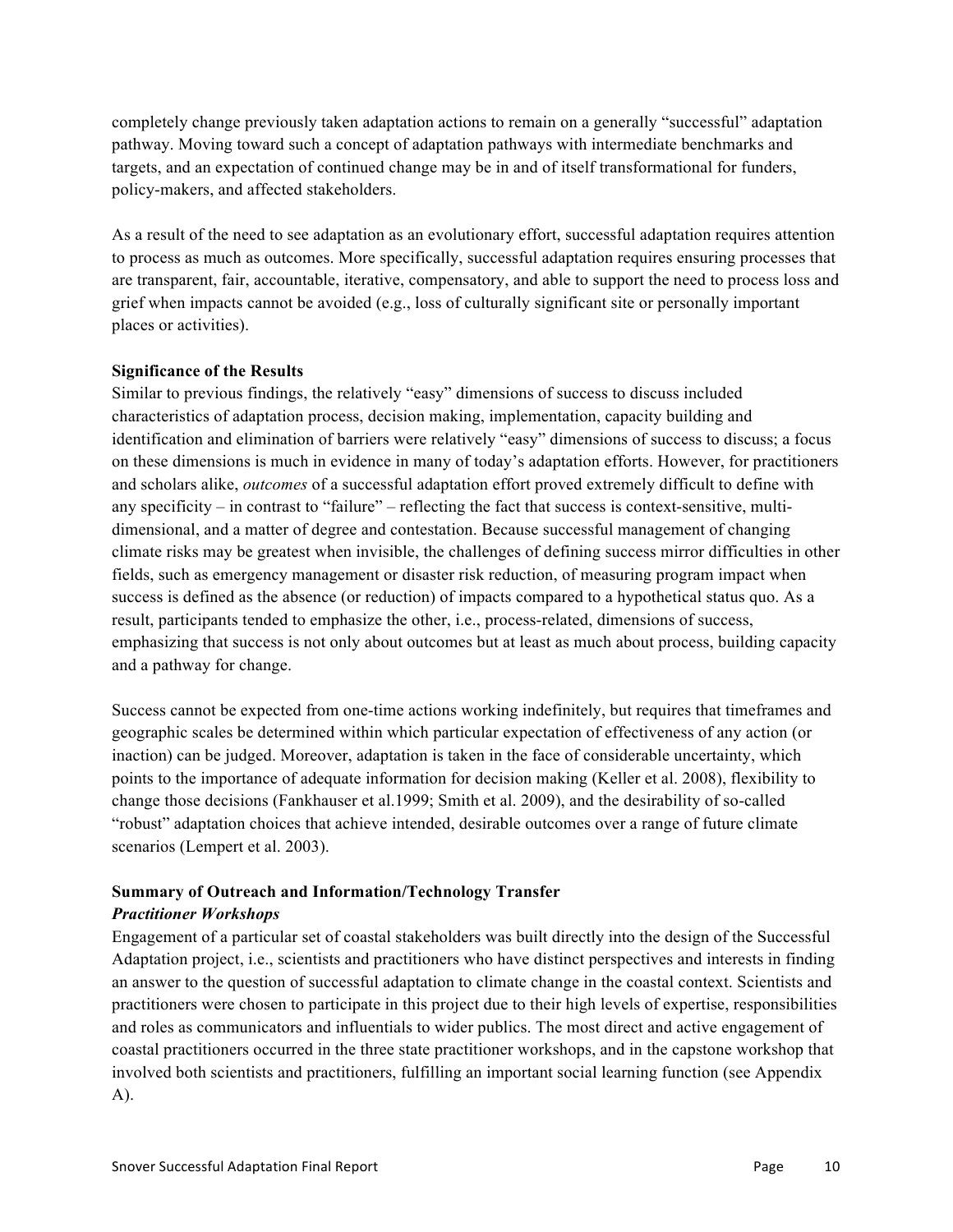completely change previously taken adaptation actions to remain on a generally "successful" adaptation pathway. Moving toward such a concept of adaptation pathways with intermediate benchmarks and targets, and an expectation of continued change may be in and of itself transformational for funders, policy-makers, and affected stakeholders.

As a result of the need to see adaptation as an evolutionary effort, successful adaptation requires attention to process as much as outcomes. More specifically, successful adaptation requires ensuring processes that are transparent, fair, accountable, iterative, compensatory, and able to support the need to process loss and grief when impacts cannot be avoided (e.g., loss of culturally significant site or personally important places or activities).

**Significance of the Results**

Similar to previous findings, the relatively "easy" dimensions of success to discuss included characteristics of adaptation process, decision making, implementation, capacity building and identification and elimination of barriers were relatively "easy" dimensions of success to discuss; a focus on these dimensions is much in evidence in many of today's adaptation efforts. However, for practitioners and scholars alike, *outcomes* of a successful adaptation effort proved extremely difficult to define with any specificity – in contrast to "failure" – reflecting the fact that success is context-sensitive, multi-dimensional, and a matter of degree and contestation. Because successful management of changing climate risks may be greatest when invisible, the challenges of defining success mirror difficulties in other fields, such as emergency management or disaster risk reduction, of measuring program impact when success is defined as the absence (or reduction) of impacts compared to a hypothetical status quo. As a result, participants tended to emphasize the other, i.e., process-related, dimensions of success, emphasizing that success is not only about outcomes but at least as much about process, building capacity and a pathway for change.

Success cannot be expected from one-time actions working indefinitely, but requires that timeframes and geographic scales be determined within which particular expectation of effectiveness of any action (or inaction) can be judged. Moreover, adaptation is taken in the face of considerable uncertainty, which points to the importance of adequate information for decision making (Keller et al. 2008), flexibility to change those decisions (Fankhauser et al.1999; Smith et al. 2009), and the desirability of so-called "robust" adaptation choices that achieve intended, desirable outcomes over a range of future climate scenarios (Lempert et al. 2003).

**Summary of Outreach and Information/Technology Transfer**

***Practitioner Workshops***

Engagement of a particular set of coastal stakeholders was built directly into the design of the Successful Adaptation project, i.e., scientists and practitioners who have distinct perspectives and interests in finding an answer to the question of successful adaptation to climate change in the coastal context. Scientists and practitioners were chosen to participate in this project due to their high levels of expertise, responsibilities and roles as communicators and influentials to wider publics. The most direct and active engagement of coastal practitioners occurred in the three state practitioner workshops, and in the capstone workshop that involved both scientists and practitioners, fulfilling an important social learning function (see Appendix A).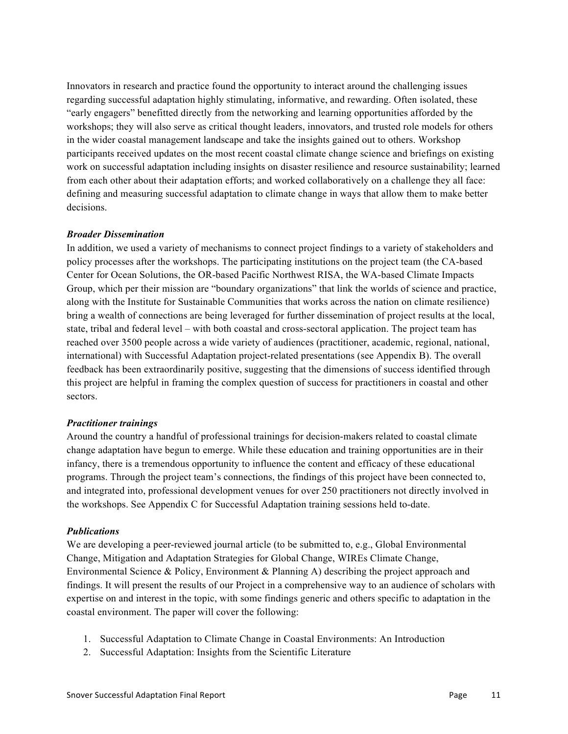Innovators in research and practice found the opportunity to interact around the challenging issues regarding successful adaptation highly stimulating, informative, and rewarding. Often isolated, these "early engagers" benefitted directly from the networking and learning opportunities afforded by the workshops; they will also serve as critical thought leaders, innovators, and trusted role models for others in the wider coastal management landscape and take the insights gained out to others. Workshop participants received updates on the most recent coastal climate change science and briefings on existing work on successful adaptation including insights on disaster resilience and resource sustainability; learned from each other about their adaptation efforts; and worked collaboratively on a challenge they all face: defining and measuring successful adaptation to climate change in ways that allow them to make better decisions.

***Broader Dissemination***

In addition, we used a variety of mechanisms to connect project findings to a variety of stakeholders and policy processes after the workshops. The participating institutions on the project team (the CA-based Center for Ocean Solutions, the OR-based Pacific Northwest RISA, the WA-based Climate Impacts Group, which per their mission are "boundary organizations" that link the worlds of science and practice, along with the Institute for Sustainable Communities that works across the nation on climate resilience) bring a wealth of connections are being leveraged for further dissemination of project results at the local, state, tribal and federal level – with both coastal and cross-sectoral application. The project team has reached over 3500 people across a wide variety of audiences (practitioner, academic, regional, national, international) with Successful Adaptation project-related presentations (see Appendix B). The overall feedback has been extraordinarily positive, suggesting that the dimensions of success identified through this project are helpful in framing the complex question of success for practitioners in coastal and other sectors.

***Practitioner trainings***

Around the country a handful of professional trainings for decision-makers related to coastal climate change adaptation have begun to emerge. While these education and training opportunities are in their infancy, there is a tremendous opportunity to influence the content and efficacy of these educational programs. Through the project team's connections, the findings of this project have been connected to, and integrated into, professional development venues for over 250 practitioners not directly involved in the workshops. See Appendix C for Successful Adaptation training sessions held to-date.

***Publications***

We are developing a peer-reviewed journal article (to be submitted to, e.g., Global Environmental Change, Mitigation and Adaptation Strategies for Global Change, WIREs Climate Change, Environmental Science & Policy, Environment & Planning A) describing the project approach and findings. It will present the results of our Project in a comprehensive way to an audience of scholars with expertise on and interest in the topic, with some findings generic and others specific to adaptation in the coastal environment. The paper will cover the following:

1. Successful Adaptation to Climate Change in Coastal Environments: An Introduction
2. Successful Adaptation: Insights from the Scientific Literature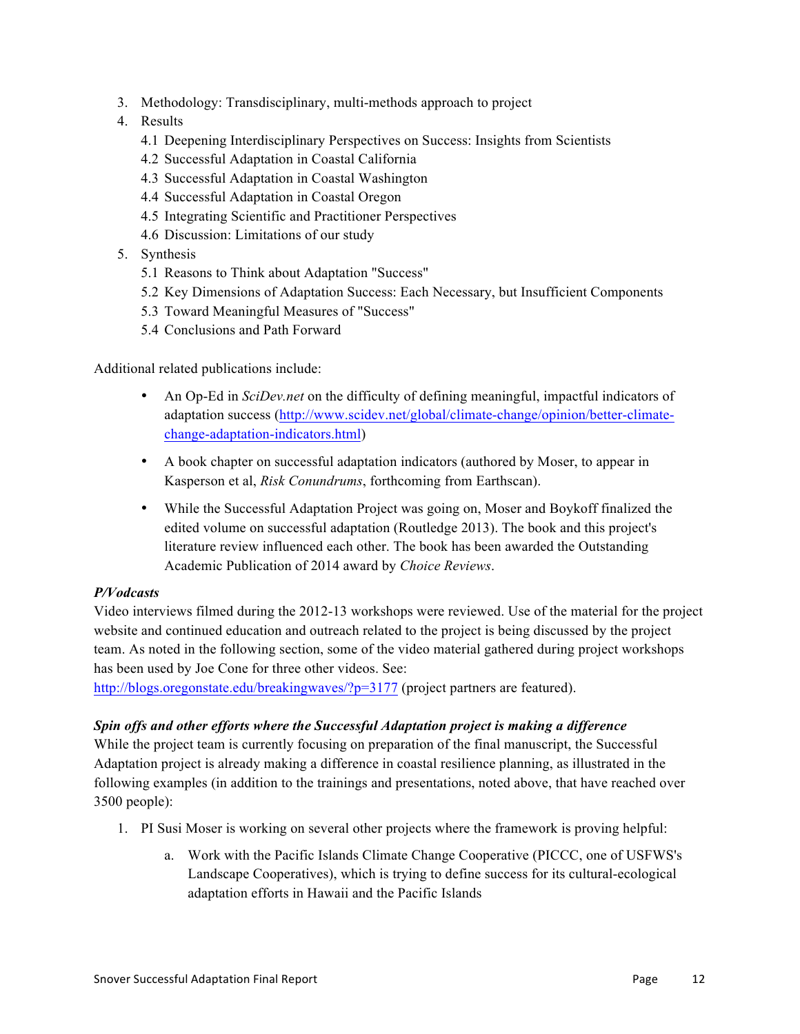3. Methodology: Transdisciplinary, multi-methods approach to project
4. Results
   4.1 Deepening Interdisciplinary Perspectives on Success: Insights from Scientists
   4.2 Successful Adaptation in Coastal California
   4.3 Successful Adaptation in Coastal Washington
   4.4 Successful Adaptation in Coastal Oregon
   4.5 Integrating Scientific and Practitioner Perspectives
   4.6 Discussion: Limitations of our study
5. Synthesis
   5.1 Reasons to Think about Adaptation "Success"
   5.2 Key Dimensions of Adaptation Success: Each Necessary, but Insufficient Components
   5.3 Toward Meaningful Measures of "Success"
   5.4 Conclusions and Path Forward

Additional related publications include:

- An Op-Ed in *SciDev.net* on the difficulty of defining meaningful, impactful indicators of adaptation success (http://www.scidev.net/global/climate-change/opinion/better-climate-change-adaptation-indicators.html)
- A book chapter on successful adaptation indicators (authored by Moser, to appear in Kasperson et al, *Risk Conundrums*, forthcoming from Earthscan).
- While the Successful Adaptation Project was going on, Moser and Boykoff finalized the edited volume on successful adaptation (Routledge 2013). The book and this project's literature review influenced each other. The book has been awarded the Outstanding Academic Publication of 2014 award by *Choice Reviews*.

***P/Vodcasts***

Video interviews filmed during the 2012-13 workshops were reviewed. Use of the material for the project website and continued education and outreach related to the project is being discussed by the project team. As noted in the following section, some of the video material gathered during project workshops has been used by Joe Cone for three other videos. See: http://blogs.oregonstate.edu/breakingwaves/?p=3177 (project partners are featured).

***Spin offs and other efforts where the Successful Adaptation project is making a difference***

While the project team is currently focusing on preparation of the final manuscript, the Successful Adaptation project is already making a difference in coastal resilience planning, as illustrated in the following examples (in addition to the trainings and presentations, noted above, that have reached over 3500 people):

1. PI Susi Moser is working on several other projects where the framework is proving helpful:
   a. Work with the Pacific Islands Climate Change Cooperative (PICCC, one of USFWS's Landscape Cooperatives), which is trying to define success for its cultural-ecological adaptation efforts in Hawaii and the Pacific Islands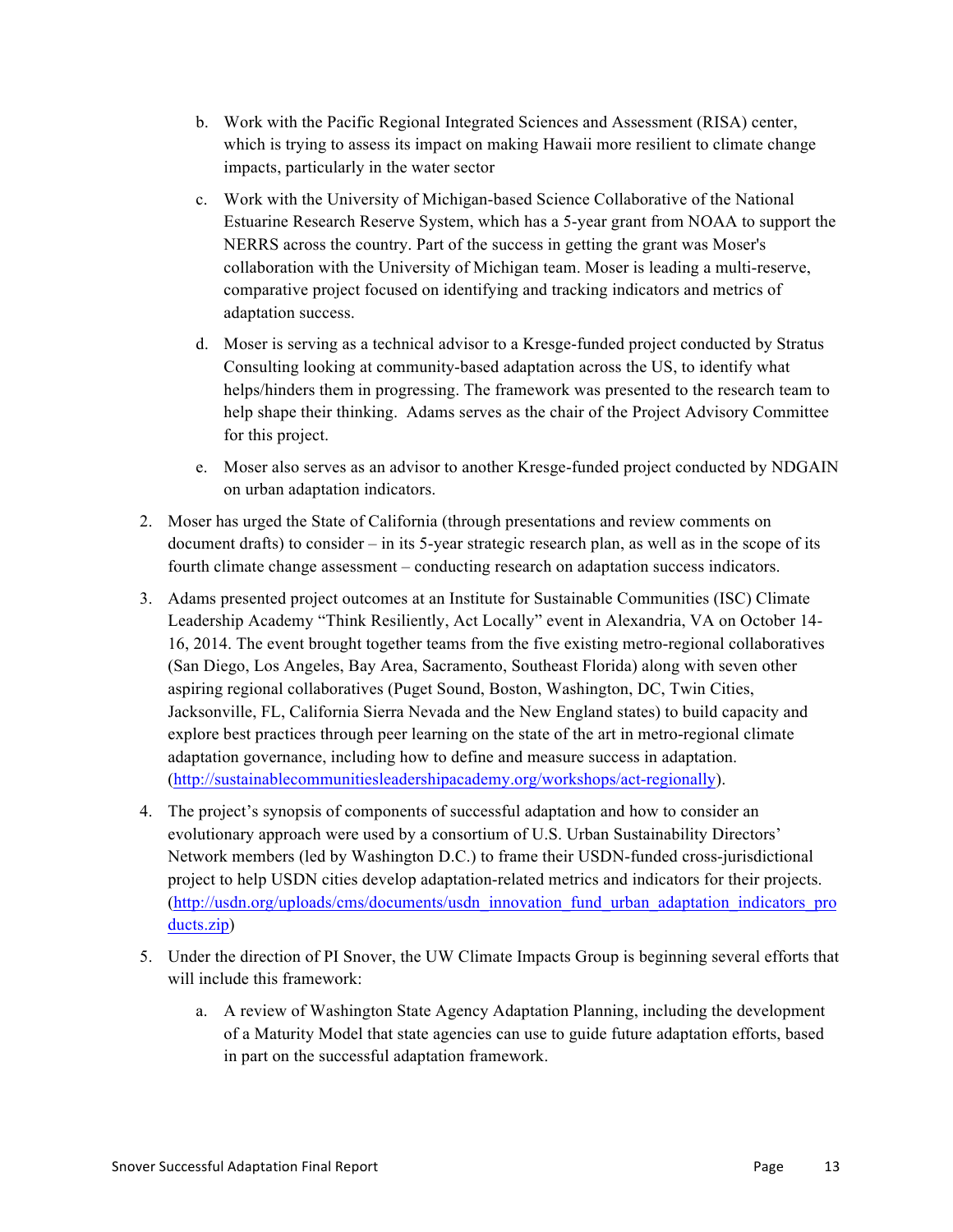b. Work with the Pacific Regional Integrated Sciences and Assessment (RISA) center, which is trying to assess its impact on making Hawaii more resilient to climate change impacts, particularly in the water sector

c. Work with the University of Michigan-based Science Collaborative of the National Estuarine Research Reserve System, which has a 5-year grant from NOAA to support the NERRS across the country. Part of the success in getting the grant was Moser's collaboration with the University of Michigan team. Moser is leading a multi-reserve, comparative project focused on identifying and tracking indicators and metrics of adaptation success.

d. Moser is serving as a technical advisor to a Kresge-funded project conducted by Stratus Consulting looking at community-based adaptation across the US, to identify what helps/hinders them in progressing. The framework was presented to the research team to help shape their thinking. Adams serves as the chair of the Project Advisory Committee for this project.

e. Moser also serves as an advisor to another Kresge-funded project conducted by NDGAIN on urban adaptation indicators.

2. Moser has urged the State of California (through presentations and review comments on document drafts) to consider – in its 5-year strategic research plan, as well as in the scope of its fourth climate change assessment – conducting research on adaptation success indicators.

3. Adams presented project outcomes at an Institute for Sustainable Communities (ISC) Climate Leadership Academy "Think Resiliently, Act Locally" event in Alexandria, VA on October 14-16, 2014. The event brought together teams from the five existing metro-regional collaboratives (San Diego, Los Angeles, Bay Area, Sacramento, Southeast Florida) along with seven other aspiring regional collaboratives (Puget Sound, Boston, Washington, DC, Twin Cities, Jacksonville, FL, California Sierra Nevada and the New England states) to build capacity and explore best practices through peer learning on the state of the art in metro-regional climate adaptation governance, including how to define and measure success in adaptation. (http://sustainablecommunitiesleadershipacademy.org/workshops/act-regionally).

4. The project's synopsis of components of successful adaptation and how to consider an evolutionary approach were used by a consortium of U.S. Urban Sustainability Directors' Network members (led by Washington D.C.) to frame their USDN-funded cross-jurisdictional project to help USDN cities develop adaptation-related metrics and indicators for their projects. (http://usdn.org/uploads/cms/documents/usdn_innovation_fund_urban_adaptation_indicators_products.zip)

5. Under the direction of PI Snover, the UW Climate Impacts Group is beginning several efforts that will include this framework:

   a. A review of Washington State Agency Adaptation Planning, including the development of a Maturity Model that state agencies can use to guide future adaptation efforts, based in part on the successful adaptation framework.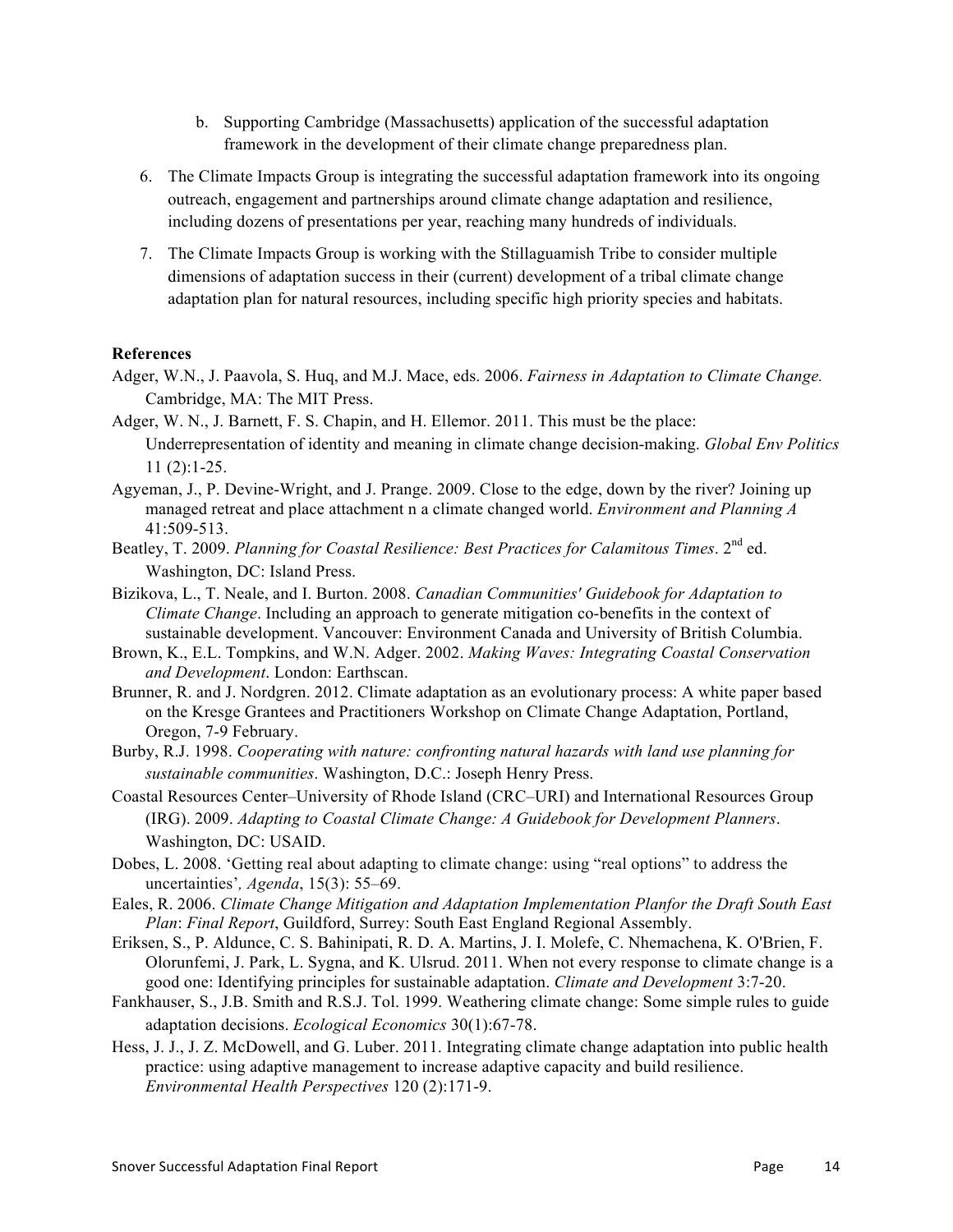b. Supporting Cambridge (Massachusetts) application of the successful adaptation framework in the development of their climate change preparedness plan.

6. The Climate Impacts Group is integrating the successful adaptation framework into its ongoing outreach, engagement and partnerships around climate change adaptation and resilience, including dozens of presentations per year, reaching many hundreds of individuals.

7. The Climate Impacts Group is working with the Stillaguamish Tribe to consider multiple dimensions of adaptation success in their (current) development of a tribal climate change adaptation plan for natural resources, including specific high priority species and habitats.

**References**

Adger, W.N., J. Paavola, S. Huq, and M.J. Mace, eds. 2006. *Fairness in Adaptation to Climate Change.* Cambridge, MA: The MIT Press.

Adger, W. N., J. Barnett, F. S. Chapin, and H. Ellemor. 2011. This must be the place: Underrepresentation of identity and meaning in climate change decision-making. *Global Env Politics* 11 (2):1-25.

Agyeman, J., P. Devine-Wright, and J. Prange. 2009. Close to the edge, down by the river? Joining up managed retreat and place attachment n a climate changed world. *Environment and Planning A* 41:509-513.

Beatley, T. 2009. *Planning for Coastal Resilience: Best Practices for Calamitous Times*. 2nd ed. Washington, DC: Island Press.

Bizikova, L., T. Neale, and I. Burton. 2008. *Canadian Communities' Guidebook for Adaptation to Climate Change*. Including an approach to generate mitigation co-benefits in the context of sustainable development. Vancouver: Environment Canada and University of British Columbia.

Brown, K., E.L. Tompkins, and W.N. Adger. 2002. *Making Waves: Integrating Coastal Conservation and Development*. London: Earthscan.

Brunner, R. and J. Nordgren. 2012. Climate adaptation as an evolutionary process: A white paper based on the Kresge Grantees and Practitioners Workshop on Climate Change Adaptation, Portland, Oregon, 7-9 February.

Burby, R.J. 1998. *Cooperating with nature: confronting natural hazards with land use planning for sustainable communities*. Washington, D.C.: Joseph Henry Press.

Coastal Resources Center–University of Rhode Island (CRC–URI) and International Resources Group (IRG). 2009. *Adapting to Coastal Climate Change: A Guidebook for Development Planners*. Washington, DC: USAID.

Dobes, L. 2008. 'Getting real about adapting to climate change: using "real options" to address the uncertainties', *Agenda*, 15(3): 55–69.

Eales, R. 2006. *Climate Change Mitigation and Adaptation Implementation Planfor the Draft South East Plan*: *Final Report*, Guildford, Surrey: South East England Regional Assembly.

Eriksen, S., P. Aldunce, C. S. Bahinipati, R. D. A. Martins, J. I. Molefe, C. Nhemachena, K. O'Brien, F. Olorunfemi, J. Park, L. Sygna, and K. Ulsrud. 2011. When not every response to climate change is a good one: Identifying principles for sustainable adaptation. *Climate and Development* 3:7-20.

Fankhauser, S., J.B. Smith and R.S.J. Tol. 1999. Weathering climate change: Some simple rules to guide adaptation decisions. *Ecological Economics* 30(1):67-78.

Hess, J. J., J. Z. McDowell, and G. Luber. 2011. Integrating climate change adaptation into public health practice: using adaptive management to increase adaptive capacity and build resilience. *Environmental Health Perspectives* 120 (2):171-9.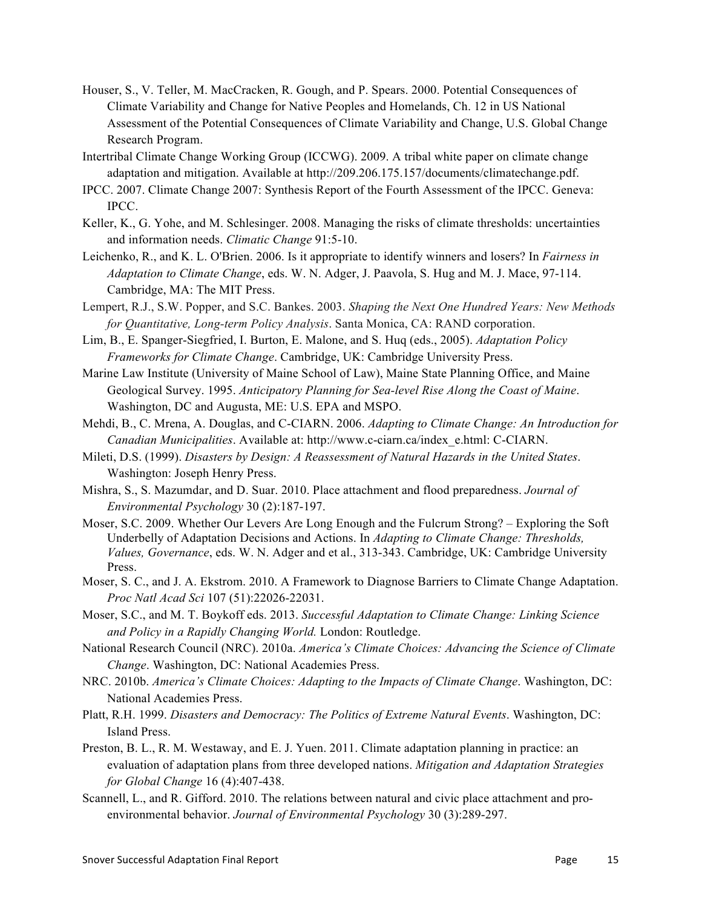Houser, S., V. Teller, M. MacCracken, R. Gough, and P. Spears. 2000. Potential Consequences of Climate Variability and Change for Native Peoples and Homelands, Ch. 12 in US National Assessment of the Potential Consequences of Climate Variability and Change, U.S. Global Change Research Program.

Intertribal Climate Change Working Group (ICCWG). 2009. A tribal white paper on climate change adaptation and mitigation. Available at http://209.206.175.157/documents/climatechange.pdf.

IPCC. 2007. Climate Change 2007: Synthesis Report of the Fourth Assessment of the IPCC. Geneva: IPCC.

Keller, K., G. Yohe, and M. Schlesinger. 2008. Managing the risks of climate thresholds: uncertainties and information needs. *Climatic Change* 91:5-10.

Leichenko, R., and K. L. O'Brien. 2006. Is it appropriate to identify winners and losers? In *Fairness in Adaptation to Climate Change*, eds. W. N. Adger, J. Paavola, S. Hug and M. J. Mace, 97-114. Cambridge, MA: The MIT Press.

Lempert, R.J., S.W. Popper, and S.C. Bankes. 2003. *Shaping the Next One Hundred Years: New Methods for Quantitative, Long-term Policy Analysis*. Santa Monica, CA: RAND corporation.

Lim, B., E. Spanger-Siegfried, I. Burton, E. Malone, and S. Huq (eds., 2005). *Adaptation Policy Frameworks for Climate Change*. Cambridge, UK: Cambridge University Press.

Marine Law Institute (University of Maine School of Law), Maine State Planning Office, and Maine Geological Survey. 1995. *Anticipatory Planning for Sea-level Rise Along the Coast of Maine*. Washington, DC and Augusta, ME: U.S. EPA and MSPO.

Mehdi, B., C. Mrena, A. Douglas, and C-CIARN. 2006. *Adapting to Climate Change: An Introduction for Canadian Municipalities*. Available at: http://www.c-ciarn.ca/index_e.html: C-CIARN.

Mileti, D.S. (1999). *Disasters by Design: A Reassessment of Natural Hazards in the United States*. Washington: Joseph Henry Press.

Mishra, S., S. Mazumdar, and D. Suar. 2010. Place attachment and flood preparedness. *Journal of Environmental Psychology* 30 (2):187-197.

Moser, S.C. 2009. Whether Our Levers Are Long Enough and the Fulcrum Strong? – Exploring the Soft Underbelly of Adaptation Decisions and Actions. In *Adapting to Climate Change: Thresholds, Values, Governance*, eds. W. N. Adger and et al., 313-343. Cambridge, UK: Cambridge University Press.

Moser, S. C., and J. A. Ekstrom. 2010. A Framework to Diagnose Barriers to Climate Change Adaptation. *Proc Natl Acad Sci* 107 (51):22026-22031.

Moser, S.C., and M. T. Boykoff eds. 2013. *Successful Adaptation to Climate Change: Linking Science and Policy in a Rapidly Changing World.* London: Routledge.

National Research Council (NRC). 2010a. *America's Climate Choices: Advancing the Science of Climate Change*. Washington, DC: National Academies Press.

NRC. 2010b. *America's Climate Choices: Adapting to the Impacts of Climate Change*. Washington, DC: National Academies Press.

Platt, R.H. 1999. *Disasters and Democracy: The Politics of Extreme Natural Events*. Washington, DC: Island Press.

Preston, B. L., R. M. Westaway, and E. J. Yuen. 2011. Climate adaptation planning in practice: an evaluation of adaptation plans from three developed nations. *Mitigation and Adaptation Strategies for Global Change* 16 (4):407-438.

Scannell, L., and R. Gifford. 2010. The relations between natural and civic place attachment and pro-environmental behavior. *Journal of Environmental Psychology* 30 (3):289-297.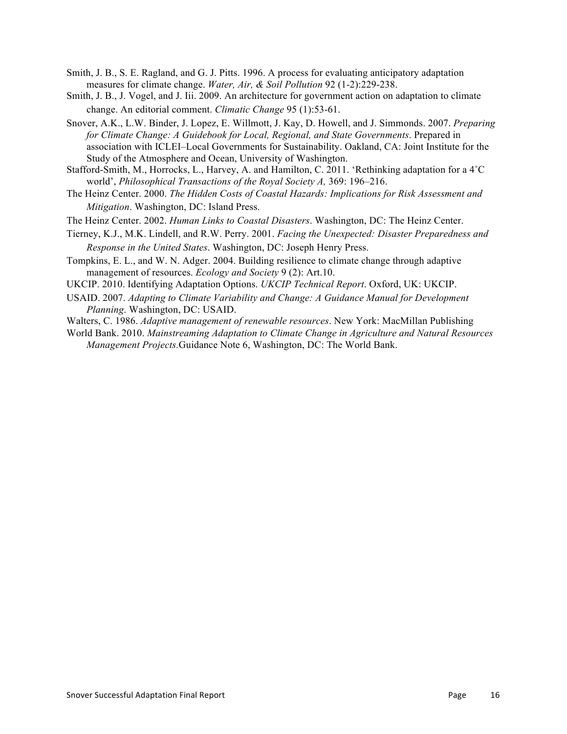Smith, J. B., S. E. Ragland, and G. J. Pitts. 1996. A process for evaluating anticipatory adaptation measures for climate change. *Water, Air, & Soil Pollution* 92 (1-2):229-238.

Smith, J. B., J. Vogel, and J. Iii. 2009. An architecture for government action on adaptation to climate change. An editorial comment. *Climatic Change* 95 (1):53-61.

Snover, A.K., L.W. Binder, J. Lopez, E. Willmott, J. Kay, D. Howell, and J. Simmonds. 2007. *Preparing for Climate Change: A Guidebook for Local, Regional, and State Governments*. Prepared in association with ICLEI–Local Governments for Sustainability. Oakland, CA: Joint Institute for the Study of the Atmosphere and Ocean, University of Washington.

Stafford-Smith, M., Horrocks, L., Harvey, A. and Hamilton, C. 2011. 'Rethinking adaptation for a 4˚C world', *Philosophical Transactions of the Royal Society A,* 369: 196–216.

The Heinz Center. 2000. *The Hidden Costs of Coastal Hazards: Implications for Risk Assessment and Mitigation*. Washington, DC: Island Press.

The Heinz Center. 2002. *Human Links to Coastal Disasters*. Washington, DC: The Heinz Center.

Tierney, K.J., M.K. Lindell, and R.W. Perry. 2001. *Facing the Unexpected: Disaster Preparedness and Response in the United States*. Washington, DC: Joseph Henry Press.

Tompkins, E. L., and W. N. Adger. 2004. Building resilience to climate change through adaptive management of resources. *Ecology and Society* 9 (2): Art.10.

UKCIP. 2010. Identifying Adaptation Options. *UKCIP Technical Report*. Oxford, UK: UKCIP.

USAID. 2007. *Adapting to Climate Variability and Change: A Guidance Manual for Development Planning*. Washington, DC: USAID.

Walters, C. 1986. *Adaptive management of renewable resources*. New York: MacMillan Publishing

World Bank. 2010. *Mainstreaming Adaptation to Climate Change in Agriculture and Natural Resources Management Projects.*Guidance Note 6, Washington, DC: The World Bank.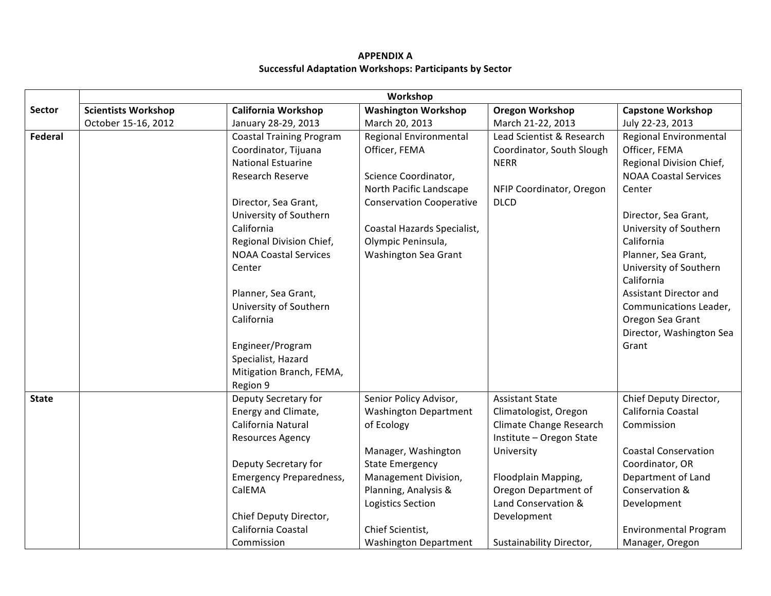**APPENDIX A**
**Successful Adaptation Workshops: Participants by Sector**

| Sector | Workshop | | | | |
|---|---|---|---|---|---|
| | **Scientists Workshop** October 15-16, 2012 | **California Workshop** January 28-29, 2013 | **Washington Workshop** March 20, 2013 | **Oregon Workshop** March 21-22, 2013 | **Capstone Workshop** July 22-23, 2013 |
| **Federal** | | Coastal Training Program Coordinator, Tijuana National Estuarine Research Reserve<br><br>Director, Sea Grant, University of Southern California<br>Regional Division Chief, NOAA Coastal Services Center<br><br>Planner, Sea Grant, University of Southern California<br><br>Engineer/Program Specialist, Hazard Mitigation Branch, FEMA, Region 9 | Regional Environmental Officer, FEMA<br><br>Science Coordinator, North Pacific Landscape Conservation Cooperative<br><br>Coastal Hazards Specialist, Olympic Peninsula, Washington Sea Grant | Lead Scientist & Research Coordinator, South Slough NERR<br><br>NFIP Coordinator, Oregon DLCD | Regional Environmental Officer, FEMA<br>Regional Division Chief, NOAA Coastal Services Center<br><br>Director, Sea Grant, University of Southern California<br>Planner, Sea Grant, University of Southern California<br>Assistant Director and Communications Leader, Oregon Sea Grant<br>Director, Washington Sea Grant |
| **State** | | Deputy Secretary for Energy and Climate, California Natural Resources Agency<br><br>Deputy Secretary for Emergency Preparedness, CalEMA<br><br>Chief Deputy Director, California Coastal Commission | Senior Policy Advisor, Washington Department of Ecology<br><br>Manager, Washington State Emergency Management Division, Planning, Analysis & Logistics Section<br><br>Chief Scientist, Washington Department | Assistant State Climatologist, Oregon Climate Change Research Institute – Oregon State University<br><br>Floodplain Mapping, Oregon Department of Land Conservation & Development<br><br>Sustainability Director, | Chief Deputy Director, California Coastal Commission<br><br>Coastal Conservation Coordinator, OR Department of Land Conservation & Development<br><br>Environmental Program Manager, Oregon |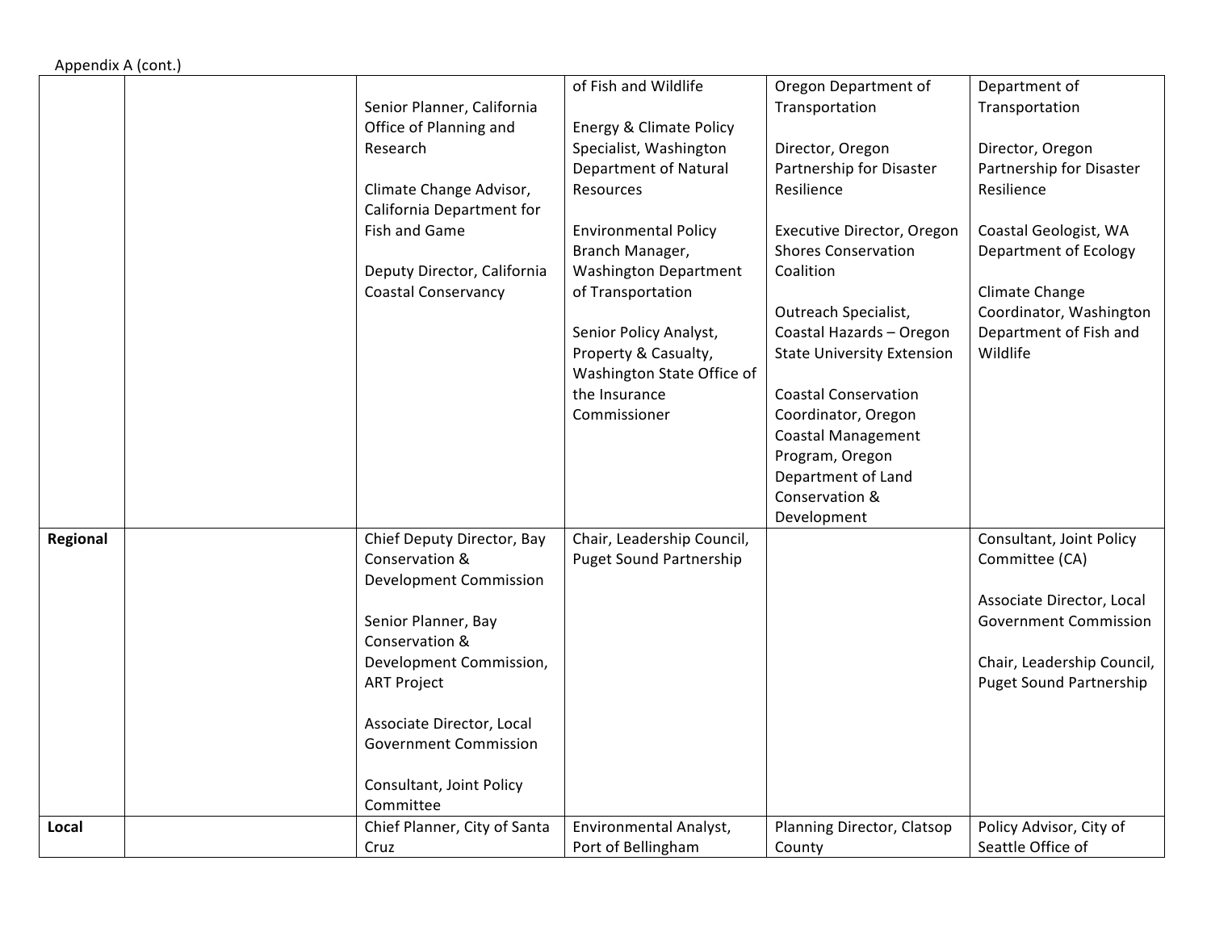Appendix A (cont.)

| | | | | | |
|---|---|---|---|---|---|
| | | Senior Planner, California Office of Planning and Research<br><br>Climate Change Advisor, California Department for Fish and Game<br><br>Deputy Director, California Coastal Conservancy | of Fish and Wildlife<br><br>Energy & Climate Policy Specialist, Washington Department of Natural Resources<br><br>Environmental Policy Branch Manager, Washington Department of Transportation<br><br>Senior Policy Analyst, Property & Casualty, Washington State Office of the Insurance Commissioner | Oregon Department of Transportation<br><br>Director, Oregon Partnership for Disaster Resilience<br><br>Executive Director, Oregon Shores Conservation Coalition<br><br>Outreach Specialist, Coastal Hazards – Oregon State University Extension<br><br>Coastal Conservation Coordinator, Oregon Coastal Management Program, Oregon Department of Land Conservation & Development | Department of Transportation<br><br>Director, Oregon Partnership for Disaster Resilience<br><br>Coastal Geologist, WA Department of Ecology<br><br>Climate Change Coordinator, Washington Department of Fish and Wildlife |
| **Regional** | | Chief Deputy Director, Bay Conservation & Development Commission<br><br>Senior Planner, Bay Conservation & Development Commission, ART Project<br><br>Associate Director, Local Government Commission<br><br>Consultant, Joint Policy Committee | Chair, Leadership Council, Puget Sound Partnership | | Consultant, Joint Policy Committee (CA)<br><br>Associate Director, Local Government Commission<br><br>Chair, Leadership Council, Puget Sound Partnership |
| **Local** | | Chief Planner, City of Santa Cruz | Environmental Analyst, Port of Bellingham | Planning Director, Clatsop County | Policy Advisor, City of Seattle Office of |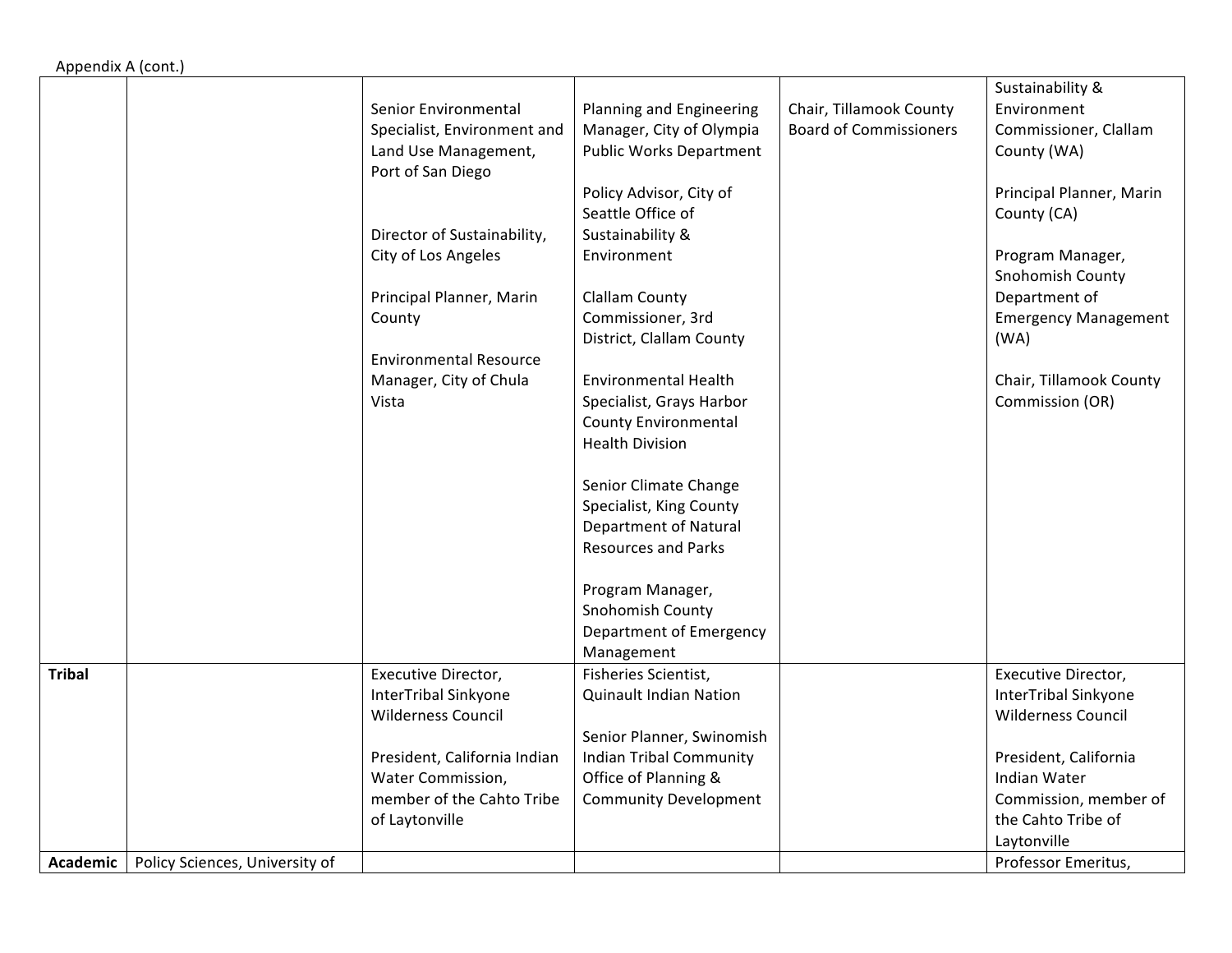Appendix A (cont.)

| | | | | | |
|---|---|---|---|---|---|
| | | Senior Environmental Specialist, Environment and Land Use Management, Port of San Diego<br><br>Director of Sustainability, City of Los Angeles<br><br>Principal Planner, Marin County<br><br>Environmental Resource Manager, City of Chula Vista | Planning and Engineering Manager, City of Olympia Public Works Department<br><br>Policy Advisor, City of Seattle Office of Sustainability & Environment<br><br>Clallam County Commissioner, 3rd District, Clallam County<br><br>Environmental Health Specialist, Grays Harbor County Environmental Health Division<br><br>Senior Climate Change Specialist, King County Department of Natural Resources and Parks<br><br>Program Manager, Snohomish County Department of Emergency Management | Chair, Tillamook County Board of Commissioners | Sustainability & Environment Commissioner, Clallam County (WA)<br><br>Principal Planner, Marin County (CA)<br><br>Program Manager, Snohomish County Department of Emergency Management (WA)<br><br>Chair, Tillamook County Commission (OR) |
| **Tribal** | | Executive Director, InterTribal Sinkyone Wilderness Council<br><br>President, California Indian Water Commission, member of the Cahto Tribe of Laytonville | Fisheries Scientist, Quinault Indian Nation<br><br>Senior Planner, Swinomish Indian Tribal Community Office of Planning & Community Development | | Executive Director, InterTribal Sinkyone Wilderness Council<br><br>President, California Indian Water Commission, member of the Cahto Tribe of Laytonville |
| **Academic** | Policy Sciences, University of | | | | Professor Emeritus, |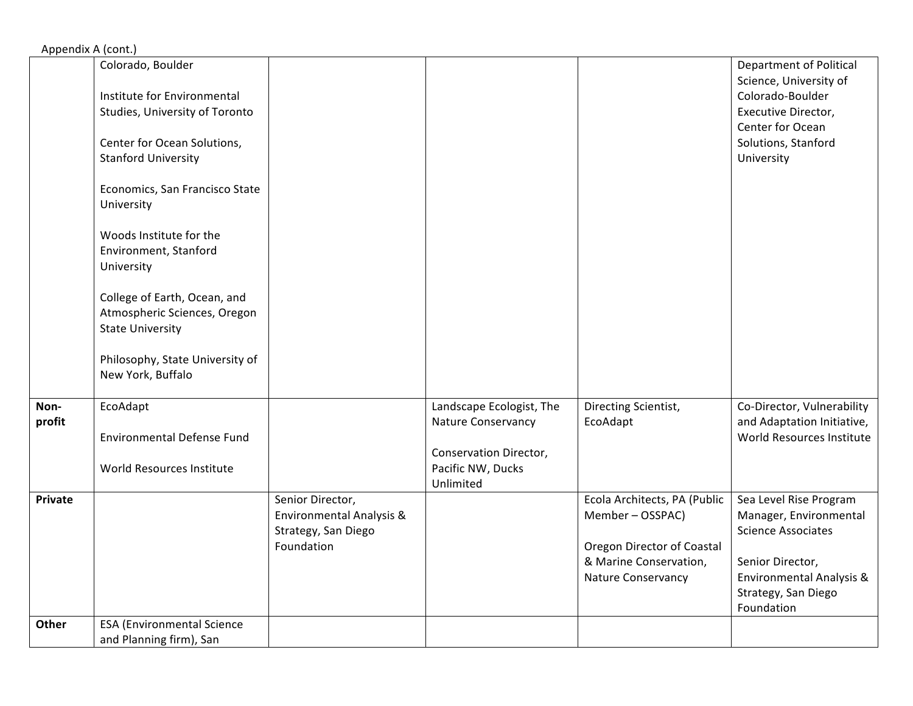Appendix A (cont.)

| | | | | | |
|---|---|---|---|---|---|
| | Colorado, Boulder<br><br>Institute for Environmental Studies, University of Toronto<br><br>Center for Ocean Solutions, Stanford University<br><br>Economics, San Francisco State University<br><br>Woods Institute for the Environment, Stanford University<br><br>College of Earth, Ocean, and Atmospheric Sciences, Oregon State University<br><br>Philosophy, State University of New York, Buffalo | | | | Department of Political Science, University of Colorado-Boulder<br>Executive Director, Center for Ocean Solutions, Stanford University |
| **Non-profit** | EcoAdapt<br><br>Environmental Defense Fund<br><br>World Resources Institute | | Landscape Ecologist, The Nature Conservancy<br><br>Conservation Director, Pacific NW, Ducks Unlimited | Directing Scientist, EcoAdapt | Co-Director, Vulnerability and Adaptation Initiative, World Resources Institute |
| **Private** | | Senior Director, Environmental Analysis & Strategy, San Diego Foundation | | Ecola Architects, PA (Public Member – OSSPAC)<br><br>Oregon Director of Coastal & Marine Conservation, Nature Conservancy | Sea Level Rise Program Manager, Environmental Science Associates<br><br>Senior Director, Environmental Analysis & Strategy, San Diego Foundation |
| **Other** | ESA (Environmental Science and Planning firm), San | | | | |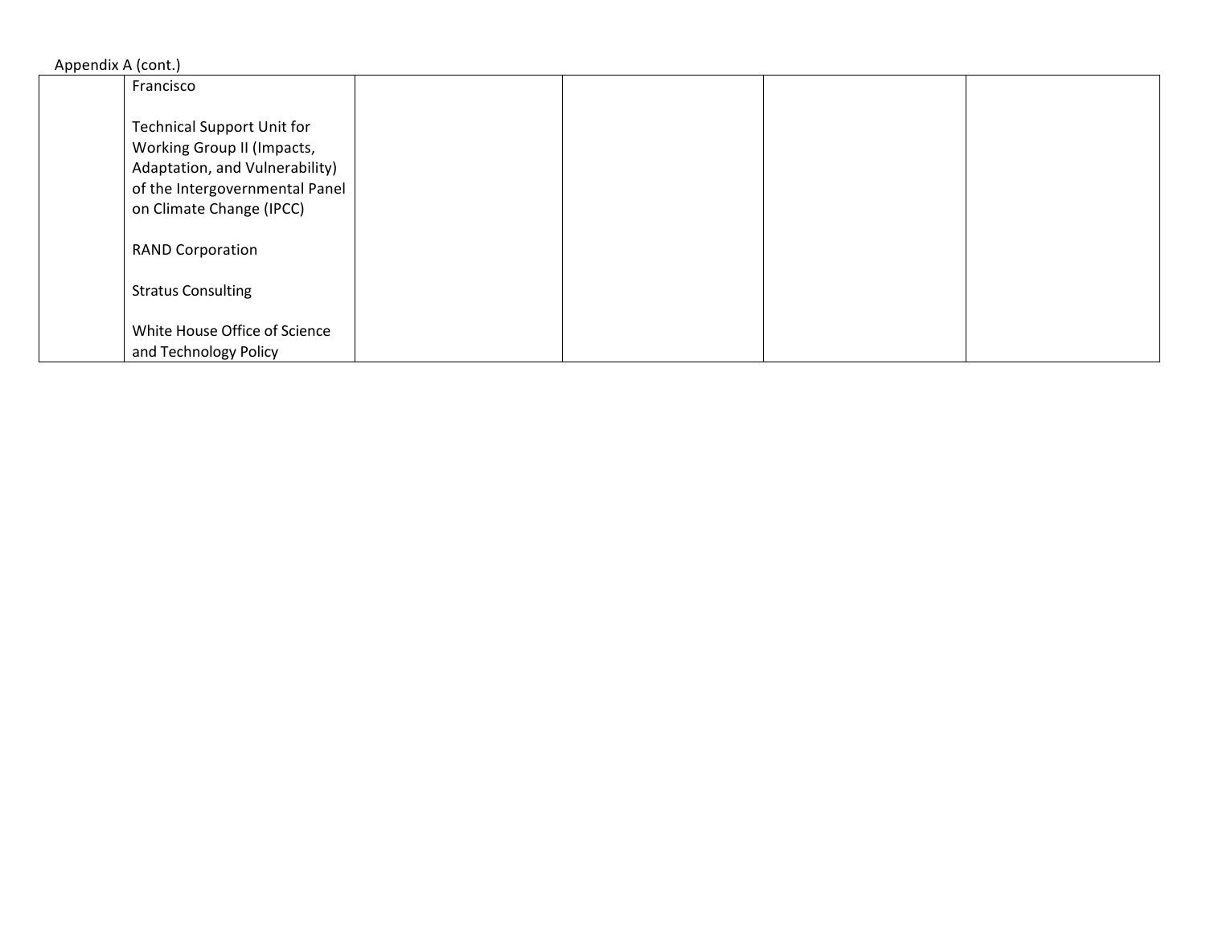Appendix A (cont.)

| | | | | | |
|---|---|---|---|---|---|
| | Francisco<br><br>Technical Support Unit for Working Group II (Impacts, Adaptation, and Vulnerability) of the Intergovernmental Panel on Climate Change (IPCC)<br><br>RAND Corporation<br><br>Stratus Consulting<br><br>White House Office of Science and Technology Policy | | | | |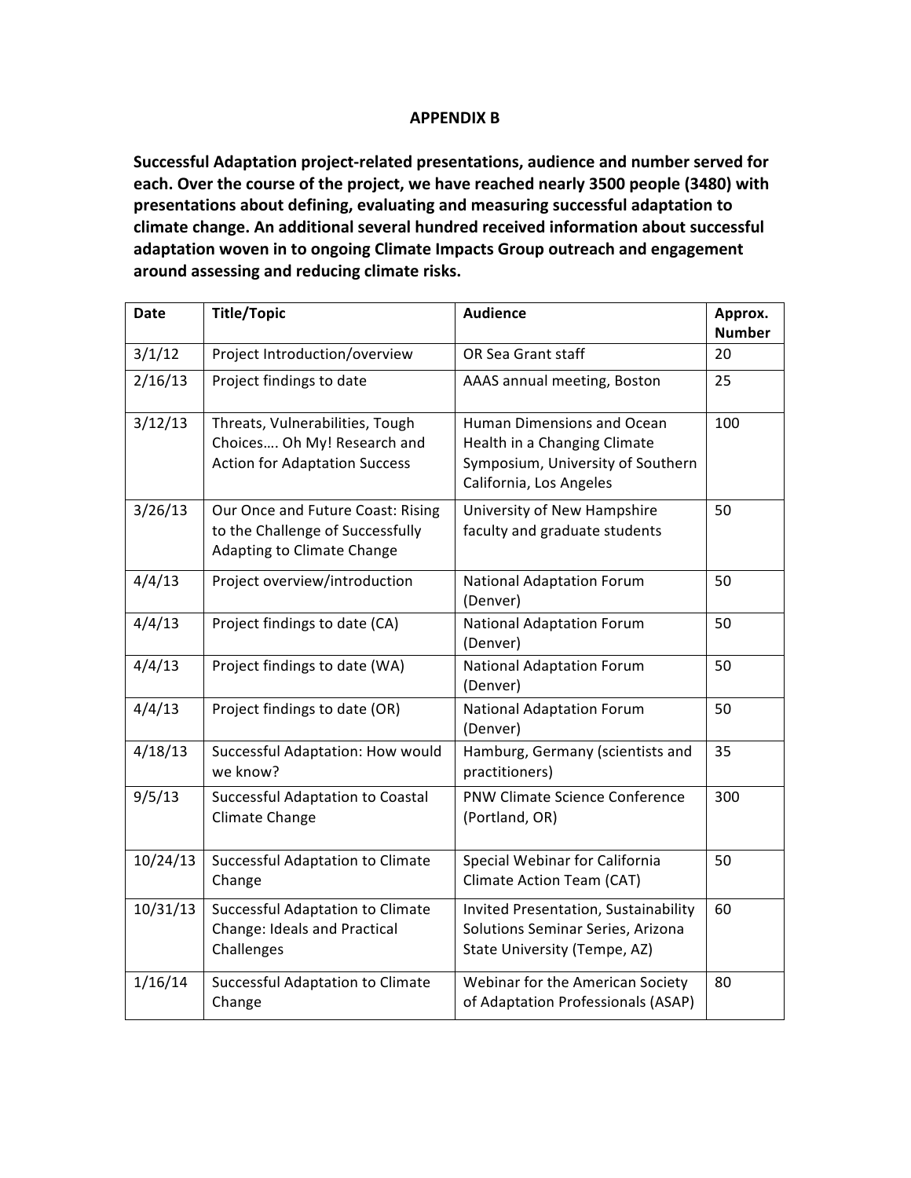# APPENDIX B

**Successful Adaptation project-related presentations, audience and number served for each. Over the course of the project, we have reached nearly 3500 people (3480) with presentations about defining, evaluating and measuring successful adaptation to climate change. An additional several hundred received information about successful adaptation woven in to ongoing Climate Impacts Group outreach and engagement around assessing and reducing climate risks.**

| Date | Title/Topic | Audience | Approx. Number |
|---|---|---|---|
| 3/1/12 | Project Introduction/overview | OR Sea Grant staff | 20 |
| 2/16/13 | Project findings to date | AAAS annual meeting, Boston | 25 |
| 3/12/13 | Threats, Vulnerabilities, Tough Choices…. Oh My! Research and Action for Adaptation Success | Human Dimensions and Ocean Health in a Changing Climate Symposium, University of Southern California, Los Angeles | 100 |
| 3/26/13 | Our Once and Future Coast: Rising to the Challenge of Successfully Adapting to Climate Change | University of New Hampshire faculty and graduate students | 50 |
| 4/4/13 | Project overview/introduction | National Adaptation Forum (Denver) | 50 |
| 4/4/13 | Project findings to date (CA) | National Adaptation Forum (Denver) | 50 |
| 4/4/13 | Project findings to date (WA) | National Adaptation Forum (Denver) | 50 |
| 4/4/13 | Project findings to date (OR) | National Adaptation Forum (Denver) | 50 |
| 4/18/13 | Successful Adaptation: How would we know? | Hamburg, Germany (scientists and practitioners) | 35 |
| 9/5/13 | Successful Adaptation to Coastal Climate Change | PNW Climate Science Conference (Portland, OR) | 300 |
| 10/24/13 | Successful Adaptation to Climate Change | Special Webinar for California Climate Action Team (CAT) | 50 |
| 10/31/13 | Successful Adaptation to Climate Change: Ideals and Practical Challenges | Invited Presentation, Sustainability Solutions Seminar Series, Arizona State University (Tempe, AZ) | 60 |
| 1/16/14 | Successful Adaptation to Climate Change | Webinar for the American Society of Adaptation Professionals (ASAP) | 80 |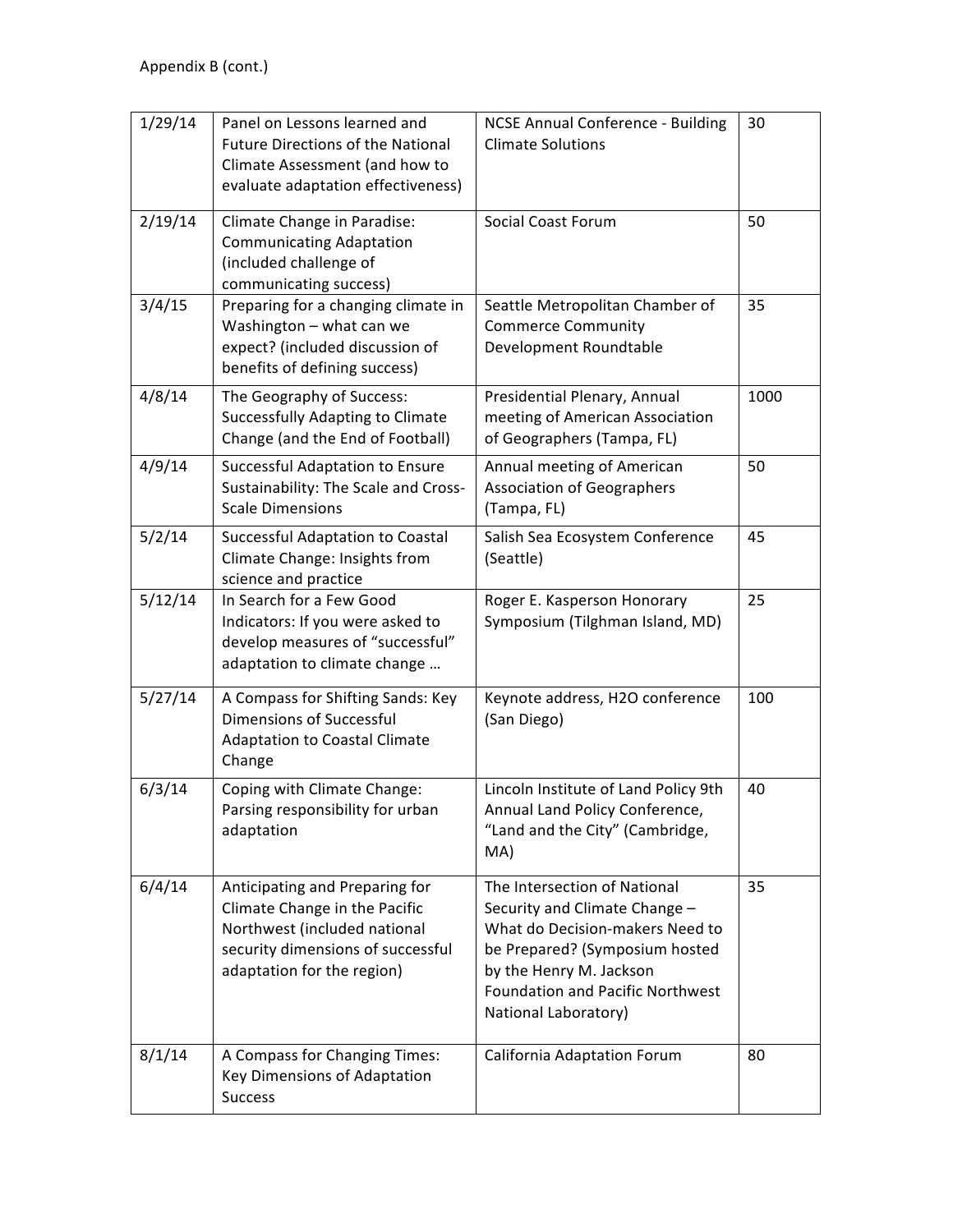Appendix B (cont.)

| | | | |
|---|---|---|---|
| 1/29/14 | Panel on Lessons learned and Future Directions of the National Climate Assessment (and how to evaluate adaptation effectiveness) | NCSE Annual Conference - Building Climate Solutions | 30 |
| 2/19/14 | Climate Change in Paradise: Communicating Adaptation (included challenge of communicating success) | Social Coast Forum | 50 |
| 3/4/15 | Preparing for a changing climate in Washington – what can we expect? (included discussion of benefits of defining success) | Seattle Metropolitan Chamber of Commerce Community Development Roundtable | 35 |
| 4/8/14 | The Geography of Success: Successfully Adapting to Climate Change (and the End of Football) | Presidential Plenary, Annual meeting of American Association of Geographers (Tampa, FL) | 1000 |
| 4/9/14 | Successful Adaptation to Ensure Sustainability: The Scale and Cross-Scale Dimensions | Annual meeting of American Association of Geographers (Tampa, FL) | 50 |
| 5/2/14 | Successful Adaptation to Coastal Climate Change: Insights from science and practice | Salish Sea Ecosystem Conference (Seattle) | 45 |
| 5/12/14 | In Search for a Few Good Indicators: If you were asked to develop measures of "successful" adaptation to climate change … | Roger E. Kasperson Honorary Symposium (Tilghman Island, MD) | 25 |
| 5/27/14 | A Compass for Shifting Sands: Key Dimensions of Successful Adaptation to Coastal Climate Change | Keynote address, H2O conference (San Diego) | 100 |
| 6/3/14 | Coping with Climate Change: Parsing responsibility for urban adaptation | Lincoln Institute of Land Policy 9th Annual Land Policy Conference, "Land and the City" (Cambridge, MA) | 40 |
| 6/4/14 | Anticipating and Preparing for Climate Change in the Pacific Northwest (included national security dimensions of successful adaptation for the region) | The Intersection of National Security and Climate Change – What do Decision-makers Need to be Prepared? (Symposium hosted by the Henry M. Jackson Foundation and Pacific Northwest National Laboratory) | 35 |
| 8/1/14 | A Compass for Changing Times: Key Dimensions of Adaptation Success | California Adaptation Forum | 80 |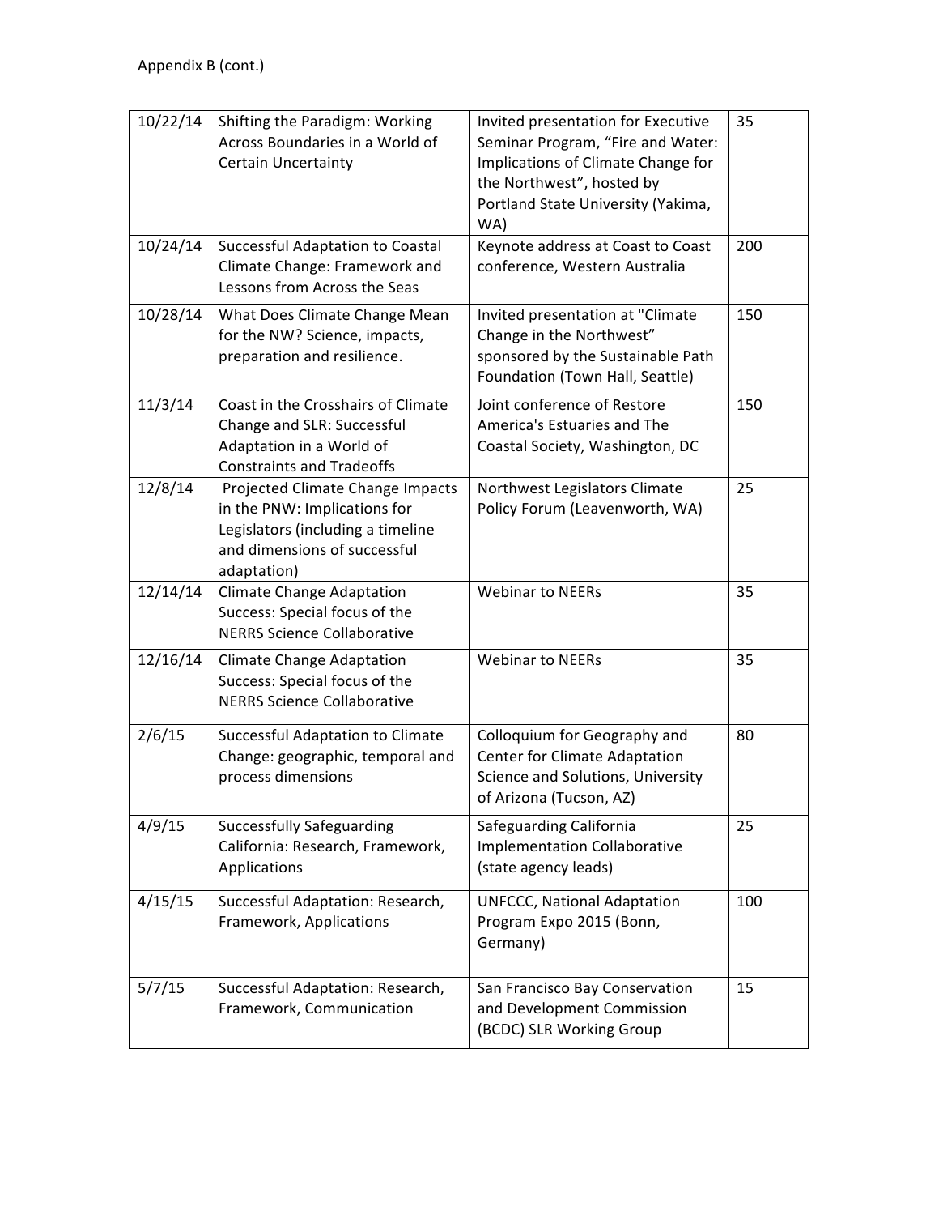Appendix B (cont.)

| | | | |
|---|---|---|---|
| 10/22/14 | Shifting the Paradigm: Working Across Boundaries in a World of Certain Uncertainty | Invited presentation for Executive Seminar Program, "Fire and Water: Implications of Climate Change for the Northwest", hosted by Portland State University (Yakima, WA) | 35 |
| 10/24/14 | Successful Adaptation to Coastal Climate Change: Framework and Lessons from Across the Seas | Keynote address at Coast to Coast conference, Western Australia | 200 |
| 10/28/14 | What Does Climate Change Mean for the NW? Science, impacts, preparation and resilience. | Invited presentation at "Climate Change in the Northwest" sponsored by the Sustainable Path Foundation (Town Hall, Seattle) | 150 |
| 11/3/14 | Coast in the Crosshairs of Climate Change and SLR: Successful Adaptation in a World of Constraints and Tradeoffs | Joint conference of Restore America's Estuaries and The Coastal Society, Washington, DC | 150 |
| 12/8/14 | Projected Climate Change Impacts in the PNW: Implications for Legislators (including a timeline and dimensions of successful adaptation) | Northwest Legislators Climate Policy Forum (Leavenworth, WA) | 25 |
| 12/14/14 | Climate Change Adaptation Success: Special focus of the NERRS Science Collaborative | Webinar to NEERs | 35 |
| 12/16/14 | Climate Change Adaptation Success: Special focus of the NERRS Science Collaborative | Webinar to NEERs | 35 |
| 2/6/15 | Successful Adaptation to Climate Change: geographic, temporal and process dimensions | Colloquium for Geography and Center for Climate Adaptation Science and Solutions, University of Arizona (Tucson, AZ) | 80 |
| 4/9/15 | Successfully Safeguarding California: Research, Framework, Applications | Safeguarding California Implementation Collaborative (state agency leads) | 25 |
| 4/15/15 | Successful Adaptation: Research, Framework, Applications | UNFCCC, National Adaptation Program Expo 2015 (Bonn, Germany) | 100 |
| 5/7/15 | Successful Adaptation: Research, Framework, Communication | San Francisco Bay Conservation and Development Commission (BCDC) SLR Working Group | 15 |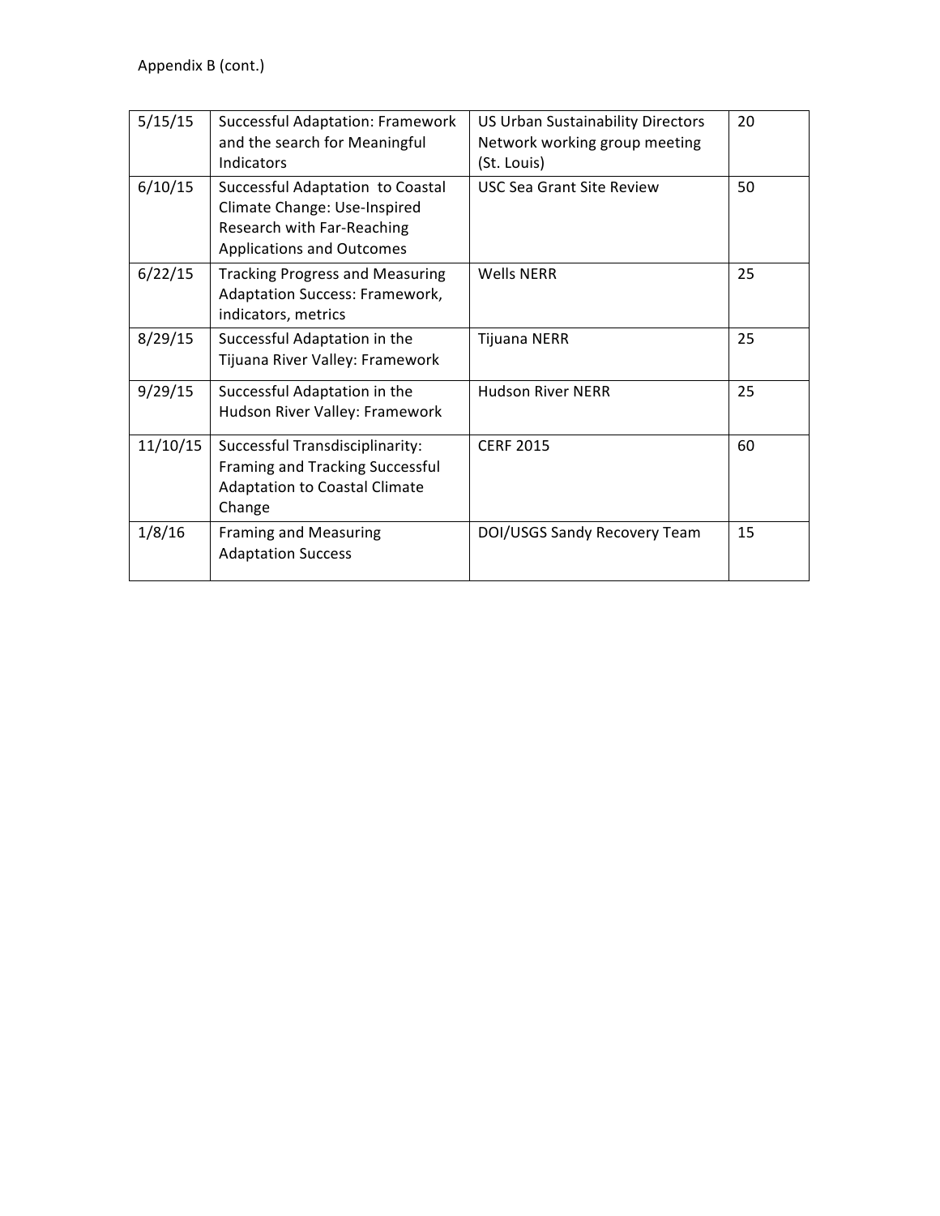Appendix B (cont.)

| 5/15/15 | Successful Adaptation: Framework and the search for Meaningful Indicators | US Urban Sustainability Directors Network working group meeting (St. Louis) | 20 |
|---|---|---|---|
| 6/10/15 | Successful Adaptation to Coastal Climate Change: Use-Inspired Research with Far-Reaching Applications and Outcomes | USC Sea Grant Site Review | 50 |
| 6/22/15 | Tracking Progress and Measuring Adaptation Success: Framework, indicators, metrics | Wells NERR | 25 |
| 8/29/15 | Successful Adaptation in the Tijuana River Valley: Framework | Tijuana NERR | 25 |
| 9/29/15 | Successful Adaptation in the Hudson River Valley: Framework | Hudson River NERR | 25 |
| 11/10/15 | Successful Transdisciplinarity: Framing and Tracking Successful Adaptation to Coastal Climate Change | CERF 2015 | 60 |
| 1/8/16 | Framing and Measuring Adaptation Success | DOI/USGS Sandy Recovery Team | 15 |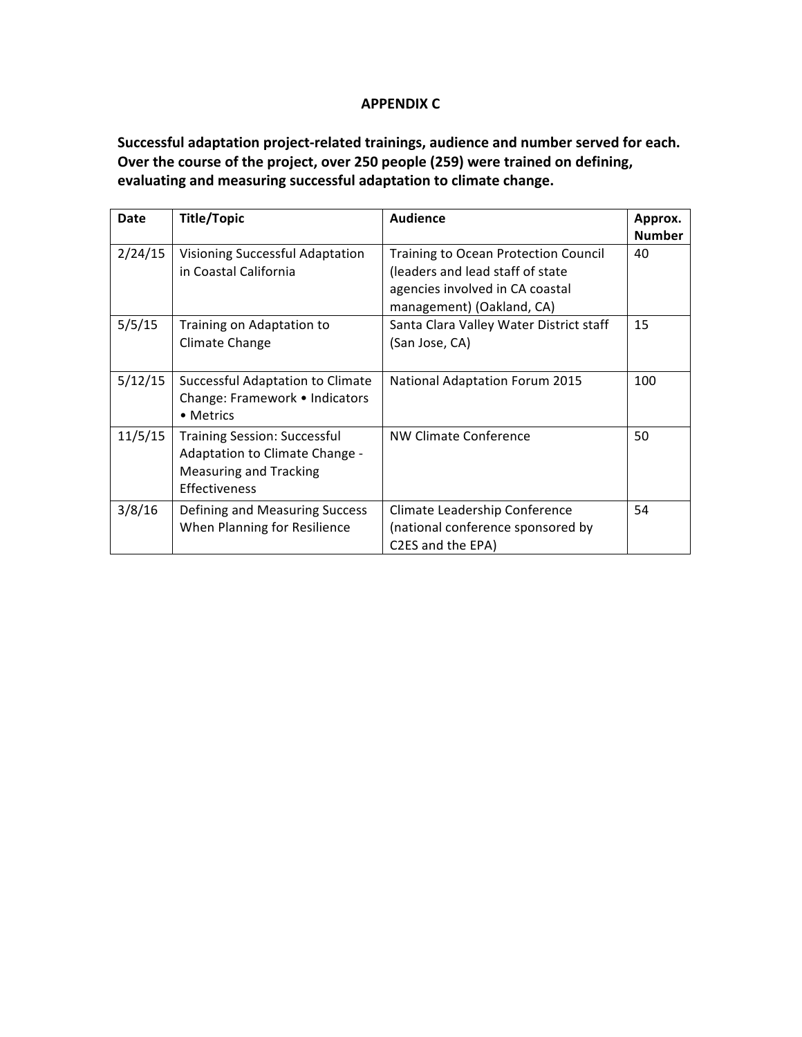# APPENDIX C

**Successful adaptation project-related trainings, audience and number served for each. Over the course of the project, over 250 people (259) were trained on defining, evaluating and measuring successful adaptation to climate change.**

| Date | Title/Topic | Audience | Approx. Number |
|---|---|---|---|
| 2/24/15 | Visioning Successful Adaptation in Coastal California | Training to Ocean Protection Council (leaders and lead staff of state agencies involved in CA coastal management) (Oakland, CA) | 40 |
| 5/5/15 | Training on Adaptation to Climate Change | Santa Clara Valley Water District staff (San Jose, CA) | 15 |
| 5/12/15 | Successful Adaptation to Climate Change: Framework • Indicators • Metrics | National Adaptation Forum 2015 | 100 |
| 11/5/15 | Training Session: Successful Adaptation to Climate Change - Measuring and Tracking Effectiveness | NW Climate Conference | 50 |
| 3/8/16 | Defining and Measuring Success When Planning for Resilience | Climate Leadership Conference (national conference sponsored by C2ES and the EPA) | 54 |